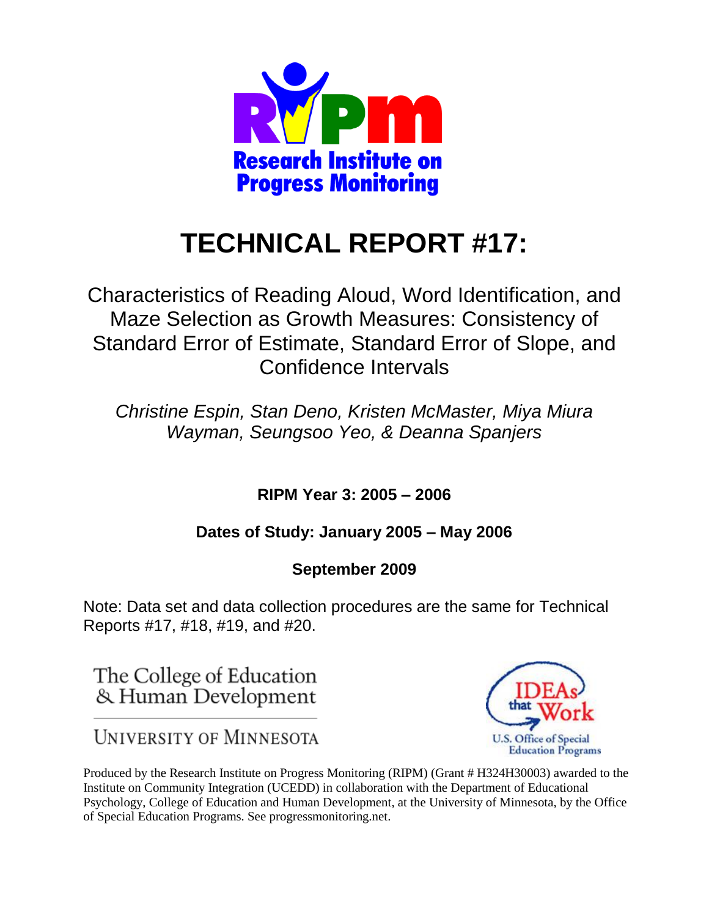RIPM

Research Institute on Progress Monitoring

# TECHNICAL REPORT #17:

## Characteristics of Reading Aloud, Word Identification, and Maze Selection as Growth Measures: Consistency of Standard Error of Estimate, Standard Error of Slope, and Confidence Intervals

*Christine Espin, Stan Deno, Kristen McMaster, Miya Miura Wayman, Seungsoo Yeo, & Deanna Spanjers*

**RIPM Year 3: 2005 – 2006**

**Dates of Study: January 2005 – May 2006**

**September 2009**

Note: Data set and data collection procedures are the same for Technical Reports #17, #18, #19, and #20.

The College of Education & Human Development

University of Minnesota

IDEAs that Work

U.S. Office of Special Education Programs

Produced by the Research Institute on Progress Monitoring (RIPM) (Grant # H324H30003) awarded to the Institute on Community Integration (UCEDD) in collaboration with the Department of Educational Psychology, College of Education and Human Development, at the University of Minnesota, by the Office of Special Education Programs. See progressmonitoring.net.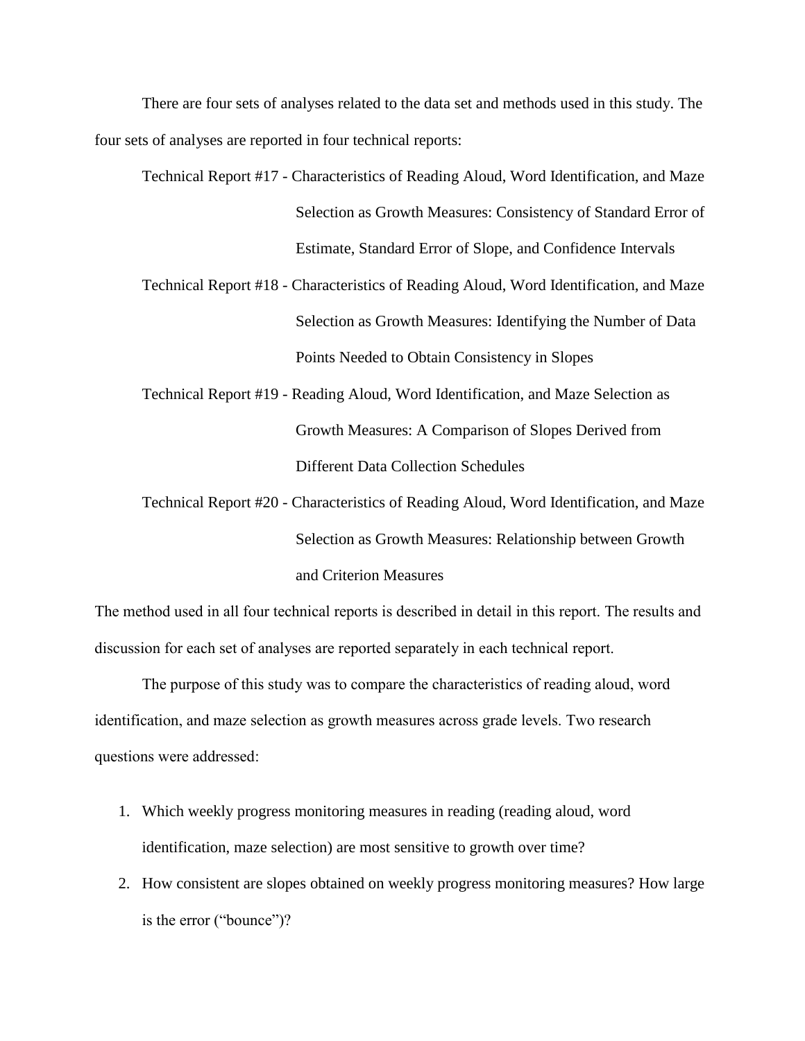There are four sets of analyses related to the data set and methods used in this study. The four sets of analyses are reported in four technical reports:

Technical Report #17 - Characteristics of Reading Aloud, Word Identification, and Maze Selection as Growth Measures: Consistency of Standard Error of Estimate, Standard Error of Slope, and Confidence Intervals

Technical Report #18 - Characteristics of Reading Aloud, Word Identification, and Maze Selection as Growth Measures: Identifying the Number of Data Points Needed to Obtain Consistency in Slopes

Technical Report #19 - Reading Aloud, Word Identification, and Maze Selection as Growth Measures: A Comparison of Slopes Derived from Different Data Collection Schedules

Technical Report #20 - Characteristics of Reading Aloud, Word Identification, and Maze Selection as Growth Measures: Relationship between Growth and Criterion Measures

The method used in all four technical reports is described in detail in this report. The results and discussion for each set of analyses are reported separately in each technical report.

The purpose of this study was to compare the characteristics of reading aloud, word identification, and maze selection as growth measures across grade levels. Two research questions were addressed:

1. Which weekly progress monitoring measures in reading (reading aloud, word identification, maze selection) are most sensitive to growth over time?
2. How consistent are slopes obtained on weekly progress monitoring measures? How large is the error ("bounce")?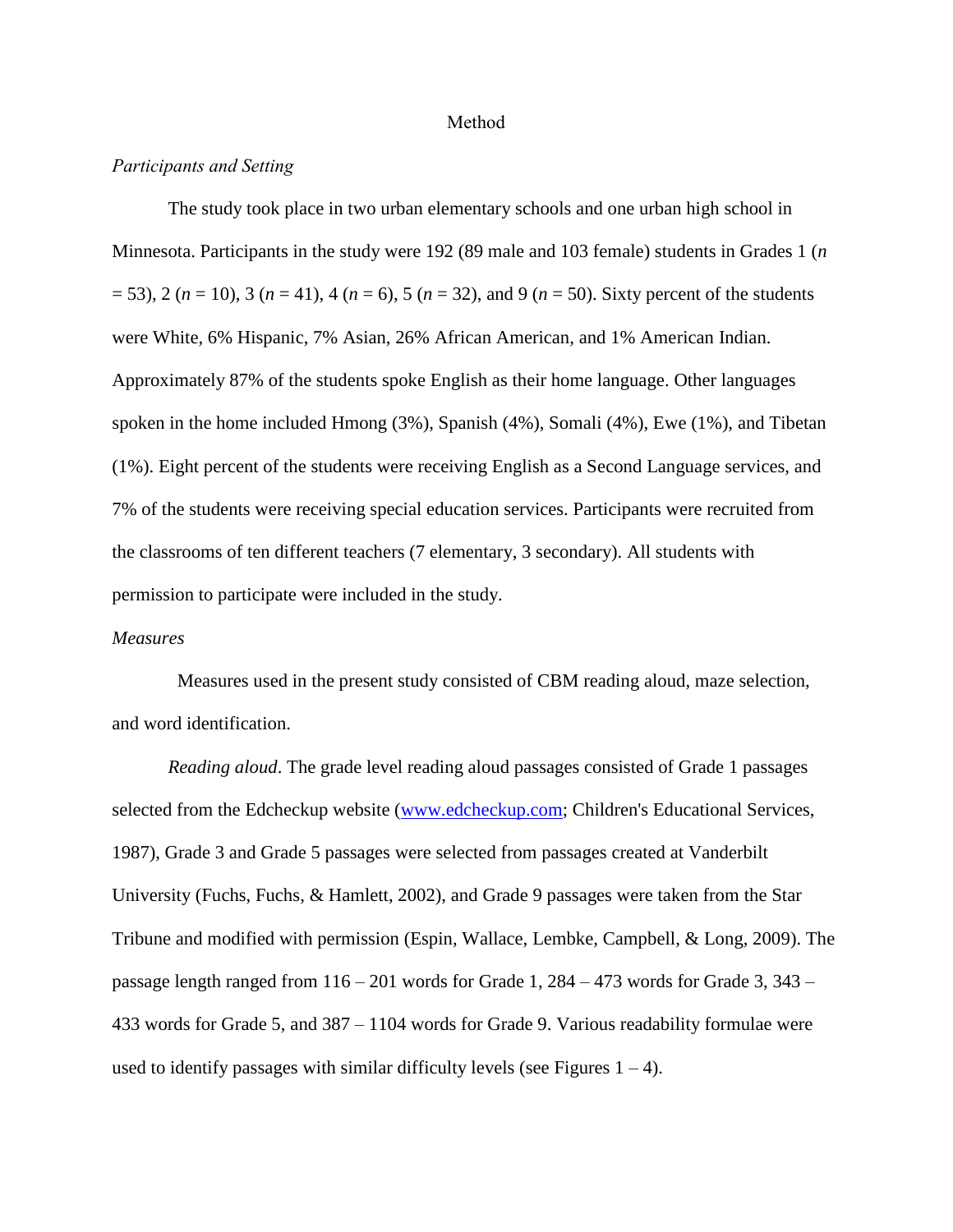# Method

## *Participants and Setting*

The study took place in two urban elementary schools and one urban high school in Minnesota. Participants in the study were 192 (89 male and 103 female) students in Grades 1 (*n* = 53), 2 (*n* = 10), 3 (*n* = 41), 4 (*n* = 6), 5 (*n* = 32), and 9 (*n* = 50). Sixty percent of the students were White, 6% Hispanic, 7% Asian, 26% African American, and 1% American Indian. Approximately 87% of the students spoke English as their home language. Other languages spoken in the home included Hmong (3%), Spanish (4%), Somali (4%), Ewe (1%), and Tibetan (1%). Eight percent of the students were receiving English as a Second Language services, and 7% of the students were receiving special education services. Participants were recruited from the classrooms of ten different teachers (7 elementary, 3 secondary). All students with permission to participate were included in the study.

## *Measures*

Measures used in the present study consisted of CBM reading aloud, maze selection, and word identification.

*Reading aloud*. The grade level reading aloud passages consisted of Grade 1 passages selected from the Edcheckup website (www.edcheckup.com; Children's Educational Services, 1987), Grade 3 and Grade 5 passages were selected from passages created at Vanderbilt University (Fuchs, Fuchs, & Hamlett, 2002), and Grade 9 passages were taken from the Star Tribune and modified with permission (Espin, Wallace, Lembke, Campbell, & Long, 2009). The passage length ranged from 116 – 201 words for Grade 1, 284 – 473 words for Grade 3, 343 – 433 words for Grade 5, and 387 – 1104 words for Grade 9. Various readability formulae were used to identify passages with similar difficulty levels (see Figures 1 – 4).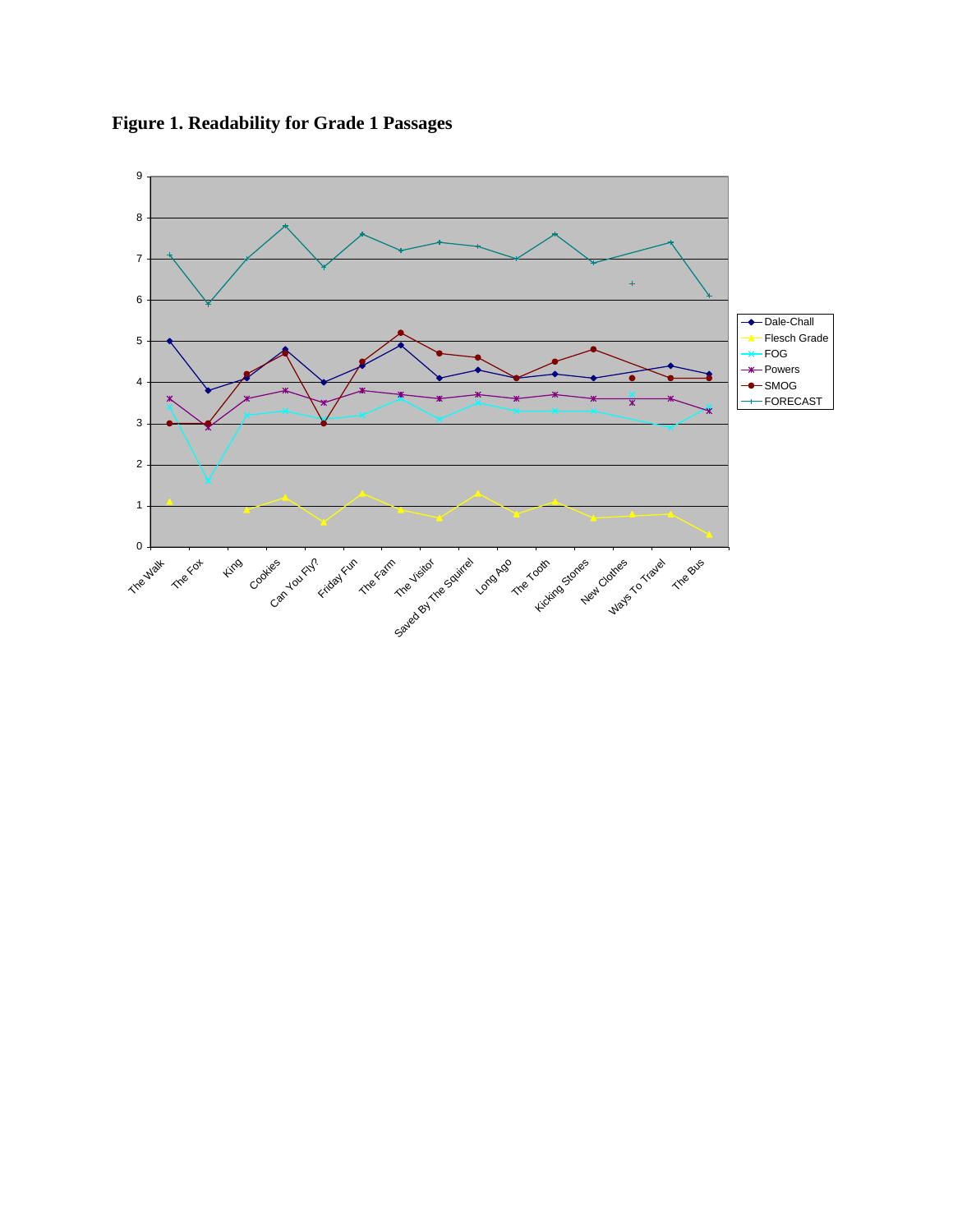**Figure 1. Readability for Grade 1 Passages**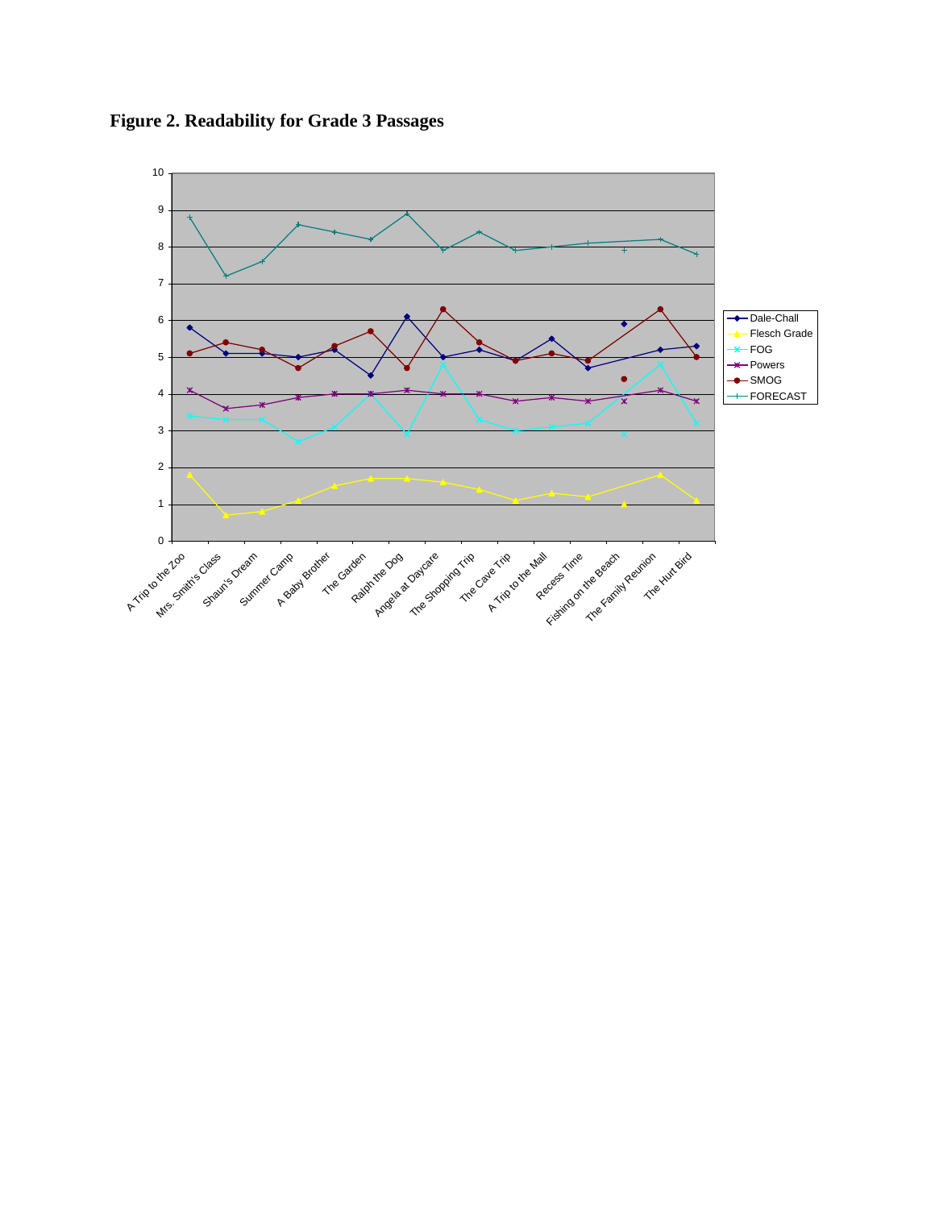**Figure 2. Readability for Grade 3 Passages**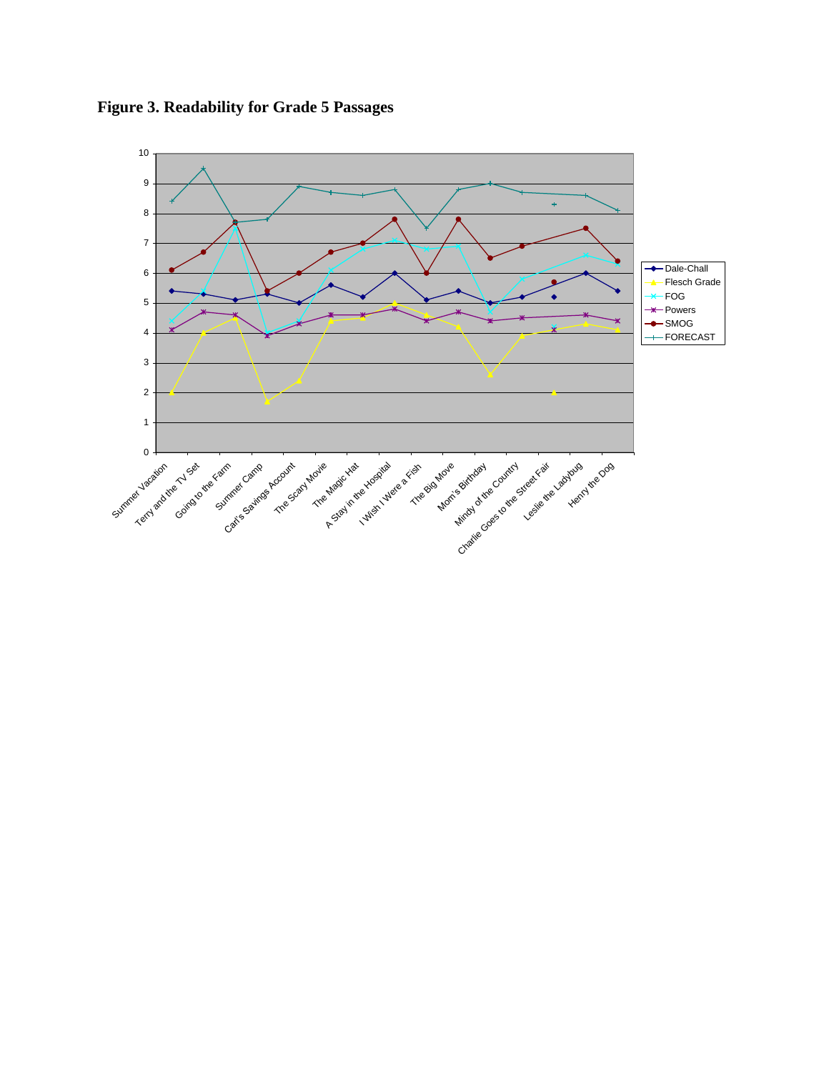**Figure 3. Readability for Grade 5 Passages**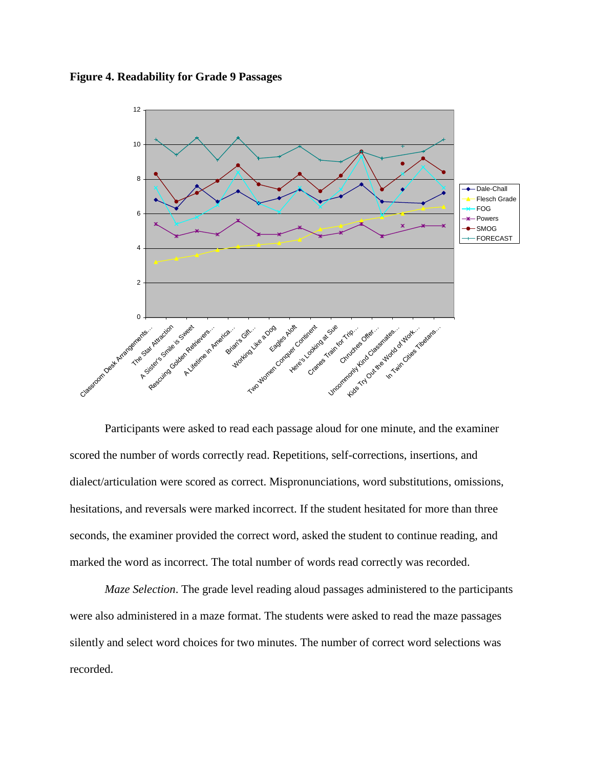**Figure 4. Readability for Grade 9 Passages**

Participants were asked to read each passage aloud for one minute, and the examiner scored the number of words correctly read. Repetitions, self-corrections, insertions, and dialect/articulation were scored as correct. Mispronunciations, word substitutions, omissions, hesitations, and reversals were marked incorrect. If the student hesitated for more than three seconds, the examiner provided the correct word, asked the student to continue reading, and marked the word as incorrect. The total number of words read correctly was recorded.

*Maze Selection*. The grade level reading aloud passages administered to the participants were also administered in a maze format. The students were asked to read the maze passages silently and select word choices for two minutes. The number of correct word selections was recorded.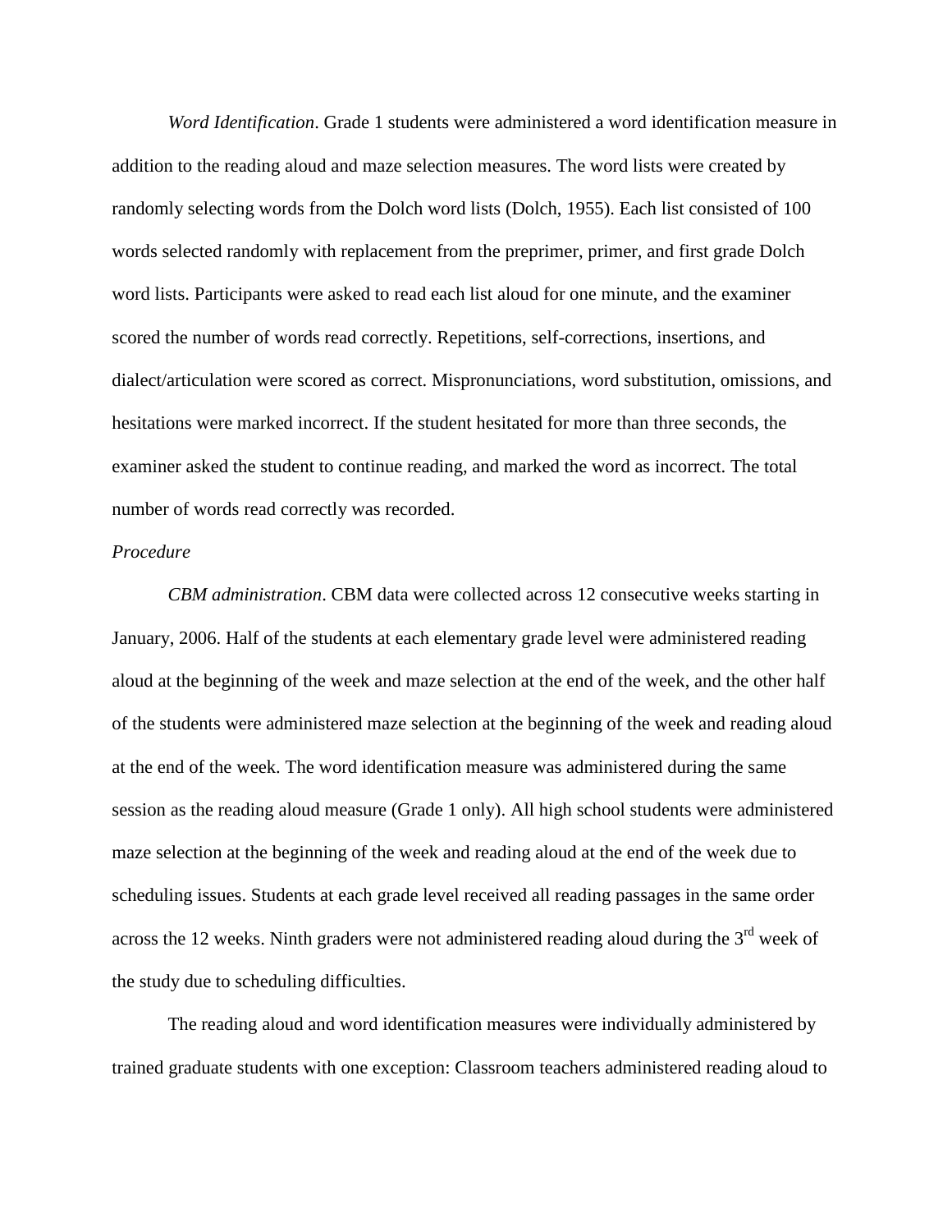*Word Identification*. Grade 1 students were administered a word identification measure in addition to the reading aloud and maze selection measures. The word lists were created by randomly selecting words from the Dolch word lists (Dolch, 1955). Each list consisted of 100 words selected randomly with replacement from the preprimer, primer, and first grade Dolch word lists. Participants were asked to read each list aloud for one minute, and the examiner scored the number of words read correctly. Repetitions, self-corrections, insertions, and dialect/articulation were scored as correct. Mispronunciations, word substitution, omissions, and hesitations were marked incorrect. If the student hesitated for more than three seconds, the examiner asked the student to continue reading, and marked the word as incorrect. The total number of words read correctly was recorded.

*Procedure*

*CBM administration*. CBM data were collected across 12 consecutive weeks starting in January, 2006. Half of the students at each elementary grade level were administered reading aloud at the beginning of the week and maze selection at the end of the week, and the other half of the students were administered maze selection at the beginning of the week and reading aloud at the end of the week. The word identification measure was administered during the same session as the reading aloud measure (Grade 1 only). All high school students were administered maze selection at the beginning of the week and reading aloud at the end of the week due to scheduling issues. Students at each grade level received all reading passages in the same order across the 12 weeks. Ninth graders were not administered reading aloud during the 3rd week of the study due to scheduling difficulties.

The reading aloud and word identification measures were individually administered by trained graduate students with one exception: Classroom teachers administered reading aloud to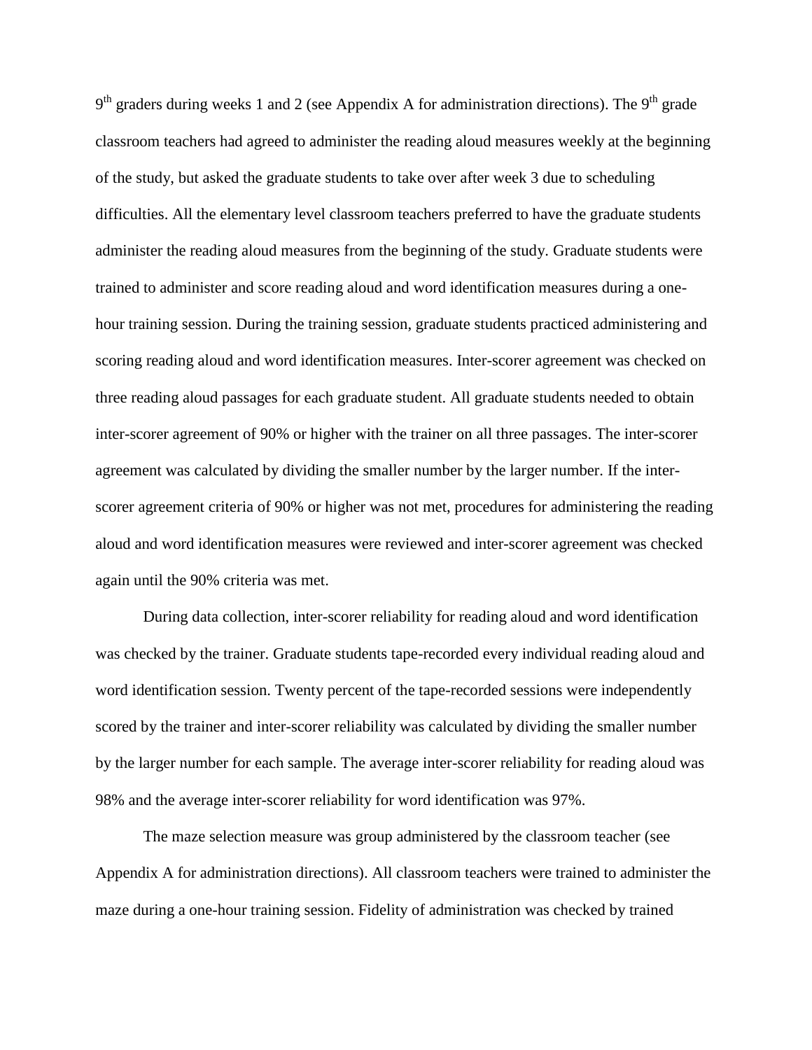9th graders during weeks 1 and 2 (see Appendix A for administration directions). The 9th grade classroom teachers had agreed to administer the reading aloud measures weekly at the beginning of the study, but asked the graduate students to take over after week 3 due to scheduling difficulties. All the elementary level classroom teachers preferred to have the graduate students administer the reading aloud measures from the beginning of the study. Graduate students were trained to administer and score reading aloud and word identification measures during a one-hour training session. During the training session, graduate students practiced administering and scoring reading aloud and word identification measures. Inter-scorer agreement was checked on three reading aloud passages for each graduate student. All graduate students needed to obtain inter-scorer agreement of 90% or higher with the trainer on all three passages. The inter-scorer agreement was calculated by dividing the smaller number by the larger number. If the inter-scorer agreement criteria of 90% or higher was not met, procedures for administering the reading aloud and word identification measures were reviewed and inter-scorer agreement was checked again until the 90% criteria was met.

During data collection, inter-scorer reliability for reading aloud and word identification was checked by the trainer. Graduate students tape-recorded every individual reading aloud and word identification session. Twenty percent of the tape-recorded sessions were independently scored by the trainer and inter-scorer reliability was calculated by dividing the smaller number by the larger number for each sample. The average inter-scorer reliability for reading aloud was 98% and the average inter-scorer reliability for word identification was 97%.

The maze selection measure was group administered by the classroom teacher (see Appendix A for administration directions). All classroom teachers were trained to administer the maze during a one-hour training session. Fidelity of administration was checked by trained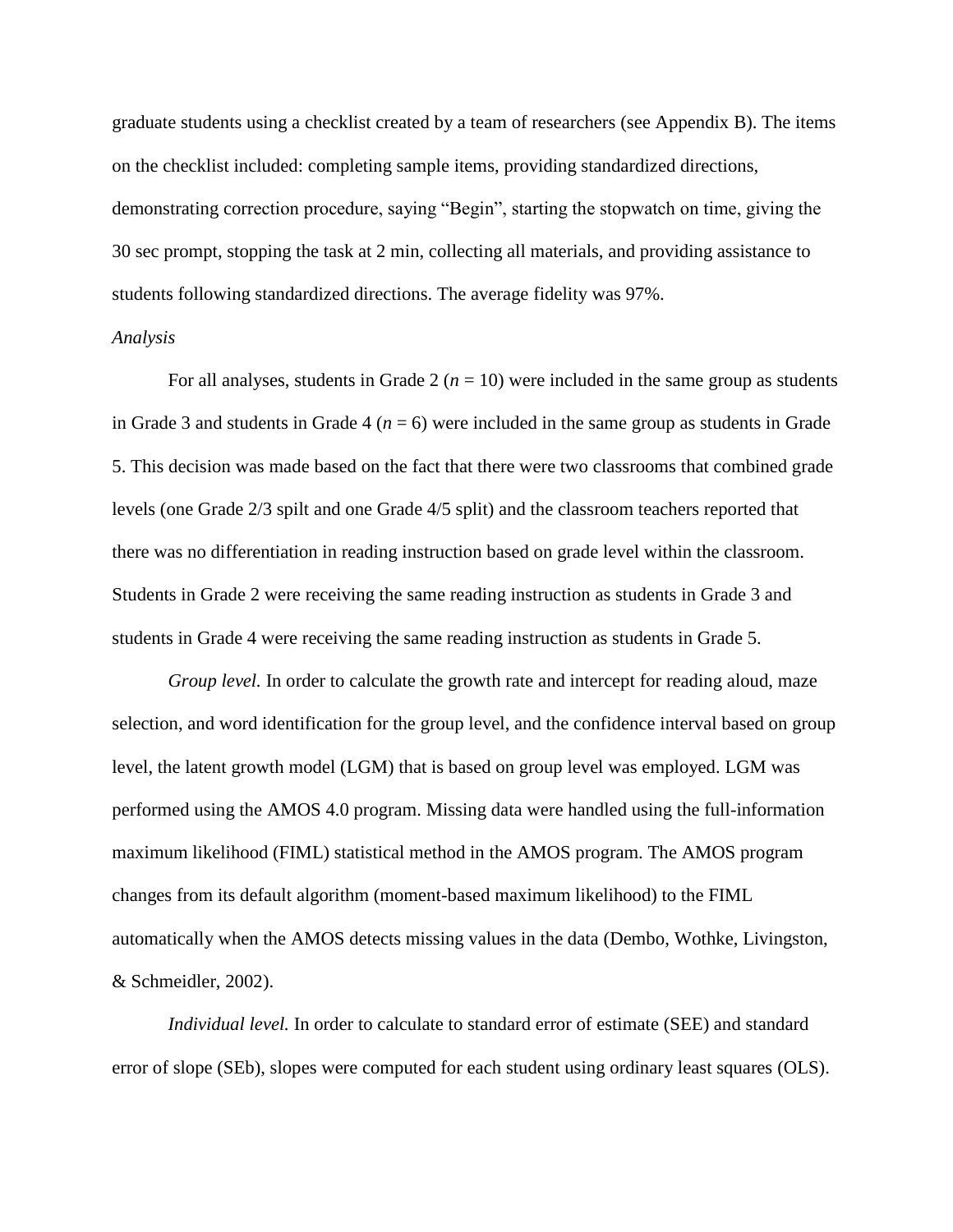graduate students using a checklist created by a team of researchers (see Appendix B). The items on the checklist included: completing sample items, providing standardized directions, demonstrating correction procedure, saying “Begin”, starting the stopwatch on time, giving the 30 sec prompt, stopping the task at 2 min, collecting all materials, and providing assistance to students following standardized directions. The average fidelity was 97%.

*Analysis*

For all analyses, students in Grade 2 ($n$ = 10) were included in the same group as students in Grade 3 and students in Grade 4 ($n$ = 6) were included in the same group as students in Grade 5. This decision was made based on the fact that there were two classrooms that combined grade levels (one Grade 2/3 spilt and one Grade 4/5 split) and the classroom teachers reported that there was no differentiation in reading instruction based on grade level within the classroom. Students in Grade 2 were receiving the same reading instruction as students in Grade 3 and students in Grade 4 were receiving the same reading instruction as students in Grade 5.

*Group level.* In order to calculate the growth rate and intercept for reading aloud, maze selection, and word identification for the group level, and the confidence interval based on group level, the latent growth model (LGM) that is based on group level was employed. LGM was performed using the AMOS 4.0 program. Missing data were handled using the full-information maximum likelihood (FIML) statistical method in the AMOS program. The AMOS program changes from its default algorithm (moment-based maximum likelihood) to the FIML automatically when the AMOS detects missing values in the data (Dembo, Wothke, Livingston, & Schmeidler, 2002).

*Individual level.* In order to calculate to standard error of estimate (SEE) and standard error of slope (SEb), slopes were computed for each student using ordinary least squares (OLS).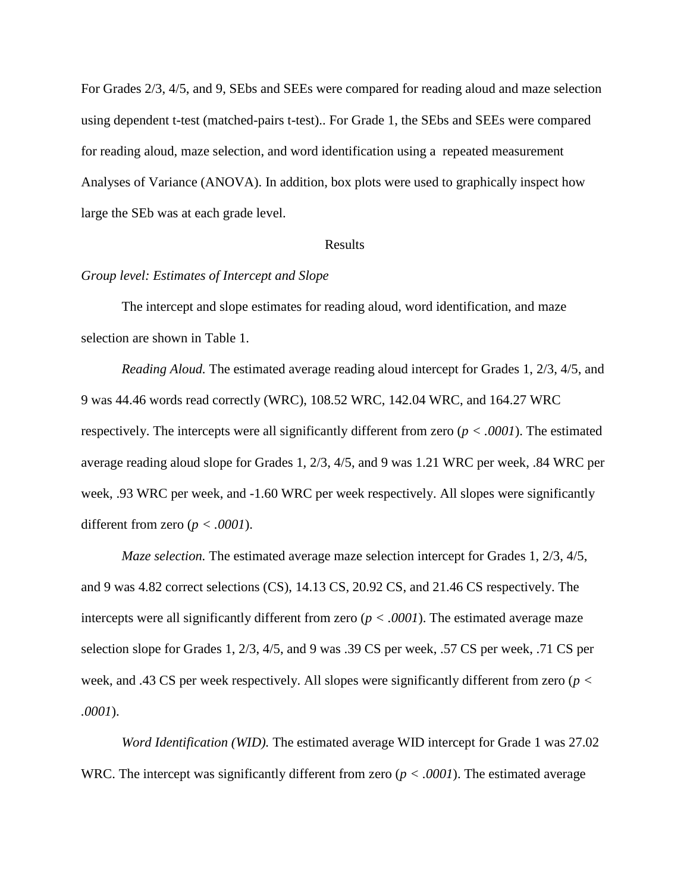For Grades 2/3, 4/5, and 9, SEbs and SEEs were compared for reading aloud and maze selection using dependent t-test (matched-pairs t-test).. For Grade 1, the SEbs and SEEs were compared for reading aloud, maze selection, and word identification using a repeated measurement Analyses of Variance (ANOVA). In addition, box plots were used to graphically inspect how large the SEb was at each grade level.

## Results

*Group level: Estimates of Intercept and Slope*

The intercept and slope estimates for reading aloud, word identification, and maze selection are shown in Table 1.

*Reading Aloud.* The estimated average reading aloud intercept for Grades 1, 2/3, 4/5, and 9 was 44.46 words read correctly (WRC), 108.52 WRC, 142.04 WRC, and 164.27 WRC respectively. The intercepts were all significantly different from zero ($p < .0001$). The estimated average reading aloud slope for Grades 1, 2/3, 4/5, and 9 was 1.21 WRC per week, .84 WRC per week, .93 WRC per week, and -1.60 WRC per week respectively. All slopes were significantly different from zero ($p < .0001$).

*Maze selection.* The estimated average maze selection intercept for Grades 1, 2/3, 4/5, and 9 was 4.82 correct selections (CS), 14.13 CS, 20.92 CS, and 21.46 CS respectively. The intercepts were all significantly different from zero ($p < .0001$). The estimated average maze selection slope for Grades 1, 2/3, 4/5, and 9 was .39 CS per week, .57 CS per week, .71 CS per week, and .43 CS per week respectively. All slopes were significantly different from zero ($p < .0001$).

*Word Identification (WID).* The estimated average WID intercept for Grade 1 was 27.02 WRC. The intercept was significantly different from zero ($p < .0001$). The estimated average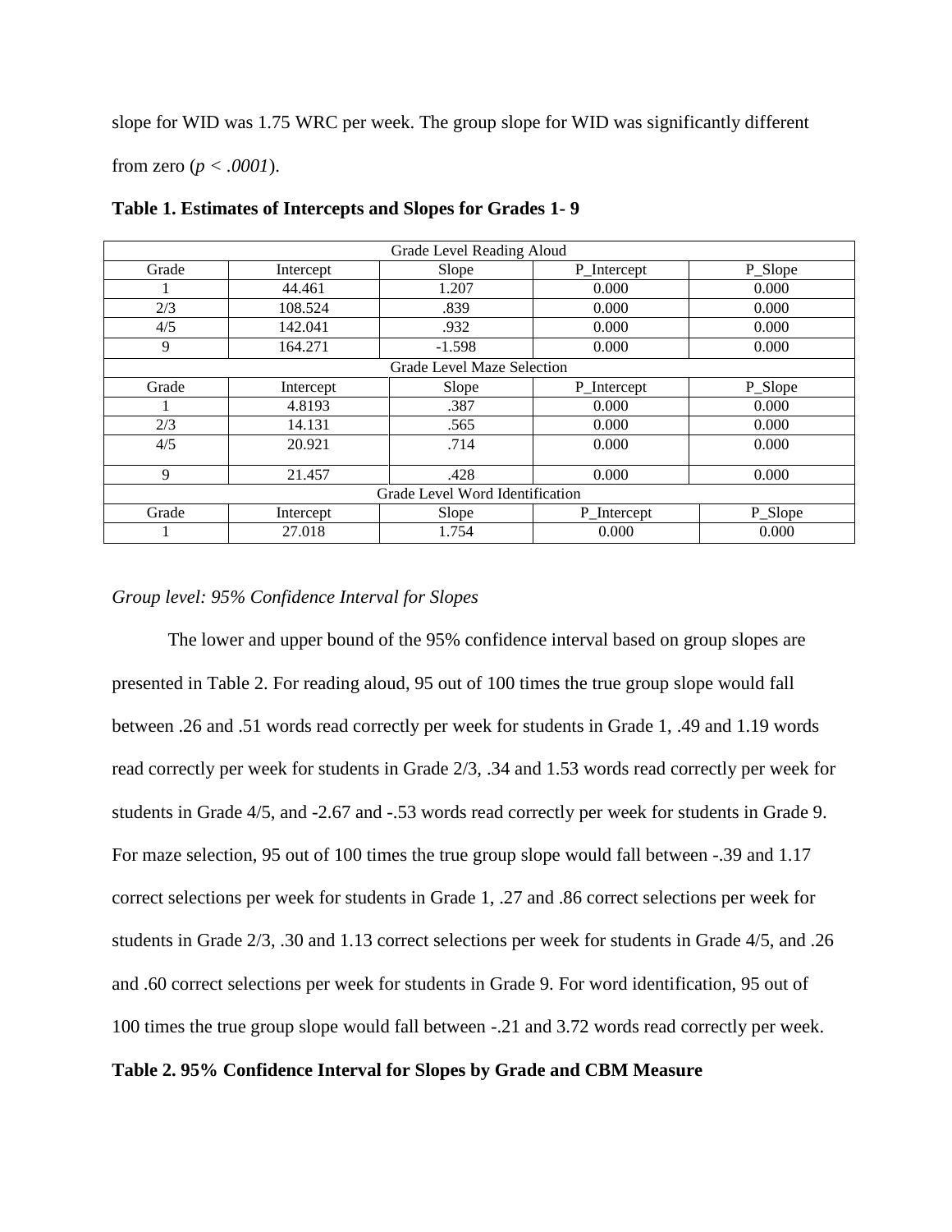slope for WID was 1.75 WRC per week. The group slope for WID was significantly different from zero ($p < .0001$).

**Table 1. Estimates of Intercepts and Slopes for Grades 1- 9**

| Grade Level Reading Aloud | | | | |
|---|---|---|---|---|
| Grade | Intercept | Slope | P_Intercept | P_Slope |
| 1 | 44.461 | 1.207 | 0.000 | 0.000 |
| 2/3 | 108.524 | .839 | 0.000 | 0.000 |
| 4/5 | 142.041 | .932 | 0.000 | 0.000 |
| 9 | 164.271 | -1.598 | 0.000 | 0.000 |
| Grade Level Maze Selection | | | | |
| Grade | Intercept | Slope | P_Intercept | P_Slope |
| 1 | 4.8193 | .387 | 0.000 | 0.000 |
| 2/3 | 14.131 | .565 | 0.000 | 0.000 |
| 4/5 | 20.921 | .714 | 0.000 | 0.000 |
| 9 | 21.457 | .428 | 0.000 | 0.000 |
| Grade Level Word Identification | | | | |
| Grade | Intercept | Slope | P_Intercept | P_Slope |
| 1 | 27.018 | 1.754 | 0.000 | 0.000 |

*Group level: 95% Confidence Interval for Slopes*

The lower and upper bound of the 95% confidence interval based on group slopes are presented in Table 2. For reading aloud, 95 out of 100 times the true group slope would fall between .26 and .51 words read correctly per week for students in Grade 1, .49 and 1.19 words read correctly per week for students in Grade 2/3, .34 and 1.53 words read correctly per week for students in Grade 4/5, and -2.67 and -.53 words read correctly per week for students in Grade 9. For maze selection, 95 out of 100 times the true group slope would fall between -.39 and 1.17 correct selections per week for students in Grade 1, .27 and .86 correct selections per week for students in Grade 2/3, .30 and 1.13 correct selections per week for students in Grade 4/5, and .26 and .60 correct selections per week for students in Grade 9. For word identification, 95 out of 100 times the true group slope would fall between -.21 and 3.72 words read correctly per week.

**Table 2. 95% Confidence Interval for Slopes by Grade and CBM Measure**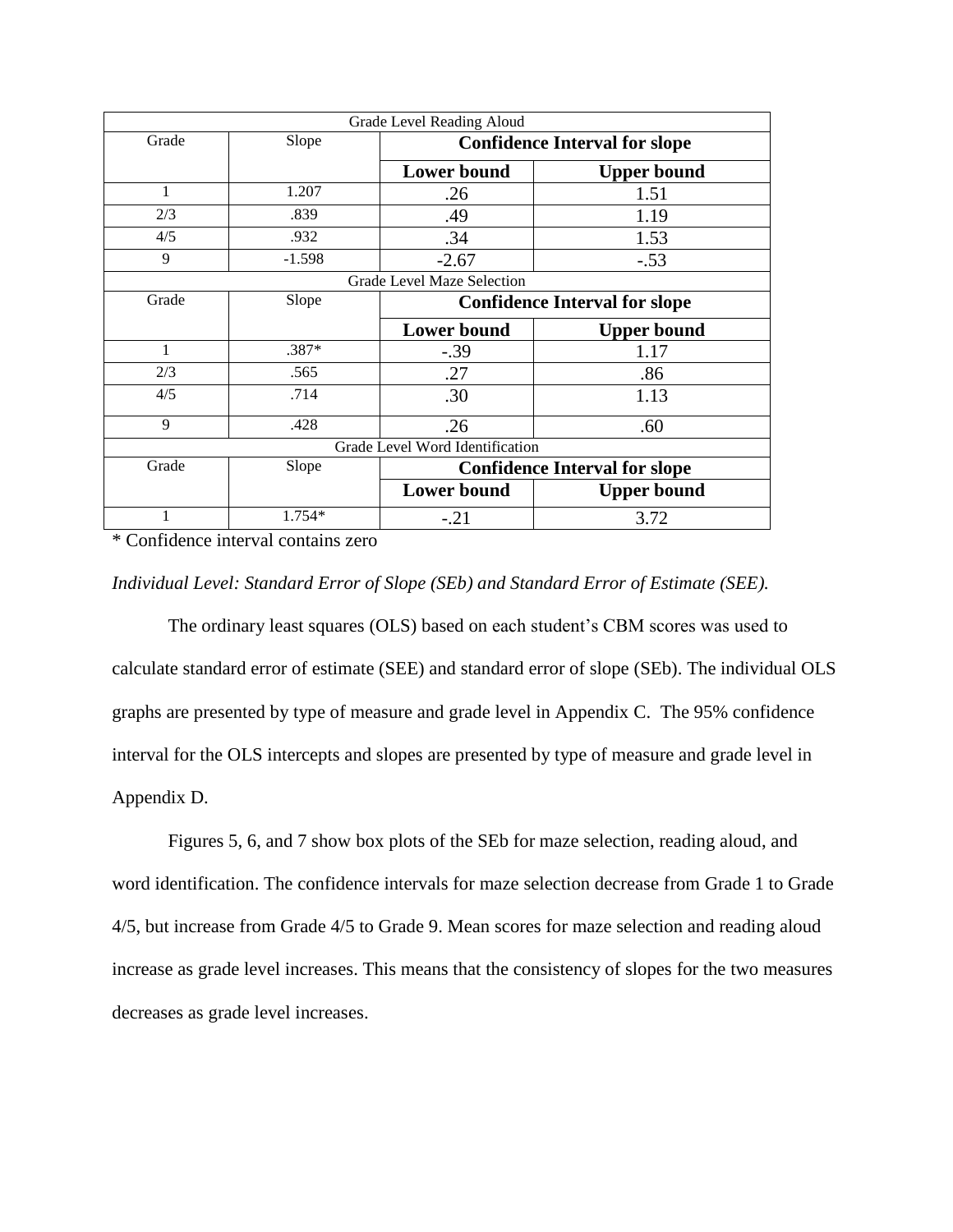| Grade Level Reading Aloud | | | |
|---|---|---|---|
| Grade | Slope | **Confidence Interval for slope** | |
| | | **Lower bound** | **Upper bound** |
| 1 | 1.207 | .26 | 1.51 |
| 2/3 | .839 | .49 | 1.19 |
| 4/5 | .932 | .34 | 1.53 |
| 9 | -1.598 | -2.67 | -.53 |
| Grade Level Maze Selection | | | |
| Grade | Slope | **Confidence Interval for slope** | |
| | | **Lower bound** | **Upper bound** |
| 1 | .387* | -.39 | 1.17 |
| 2/3 | .565 | .27 | .86 |
| 4/5 | .714 | .30 | 1.13 |
| 9 | .428 | .26 | .60 |
| Grade Level Word Identification | | | |
| Grade | Slope | **Confidence Interval for slope** | |
| | | **Lower bound** | **Upper bound** |
| 1 | 1.754* | -.21 | 3.72 |

* Confidence interval contains zero

*Individual Level: Standard Error of Slope (SEb) and Standard Error of Estimate (SEE).*

The ordinary least squares (OLS) based on each student's CBM scores was used to calculate standard error of estimate (SEE) and standard error of slope (SEb). The individual OLS graphs are presented by type of measure and grade level in Appendix C. The 95% confidence interval for the OLS intercepts and slopes are presented by type of measure and grade level in Appendix D.

Figures 5, 6, and 7 show box plots of the SEb for maze selection, reading aloud, and word identification. The confidence intervals for maze selection decrease from Grade 1 to Grade 4/5, but increase from Grade 4/5 to Grade 9. Mean scores for maze selection and reading aloud increase as grade level increases. This means that the consistency of slopes for the two measures decreases as grade level increases.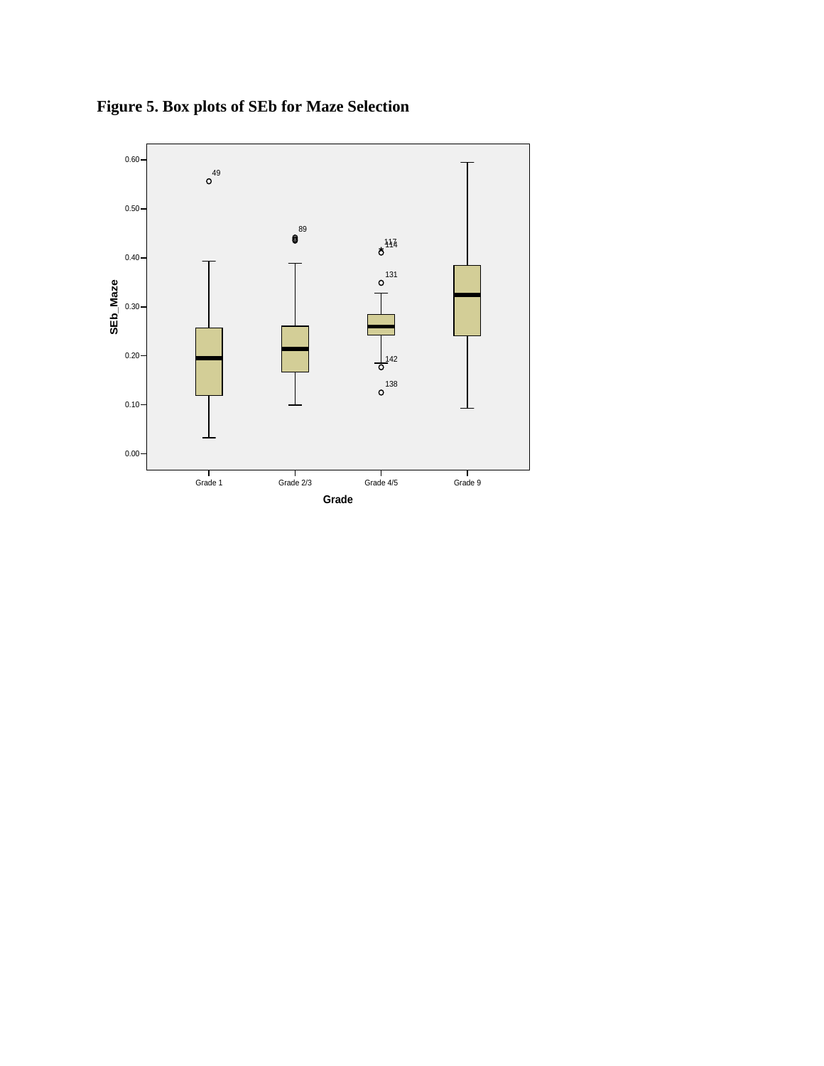**Figure 5. Box plots of SEb for Maze Selection**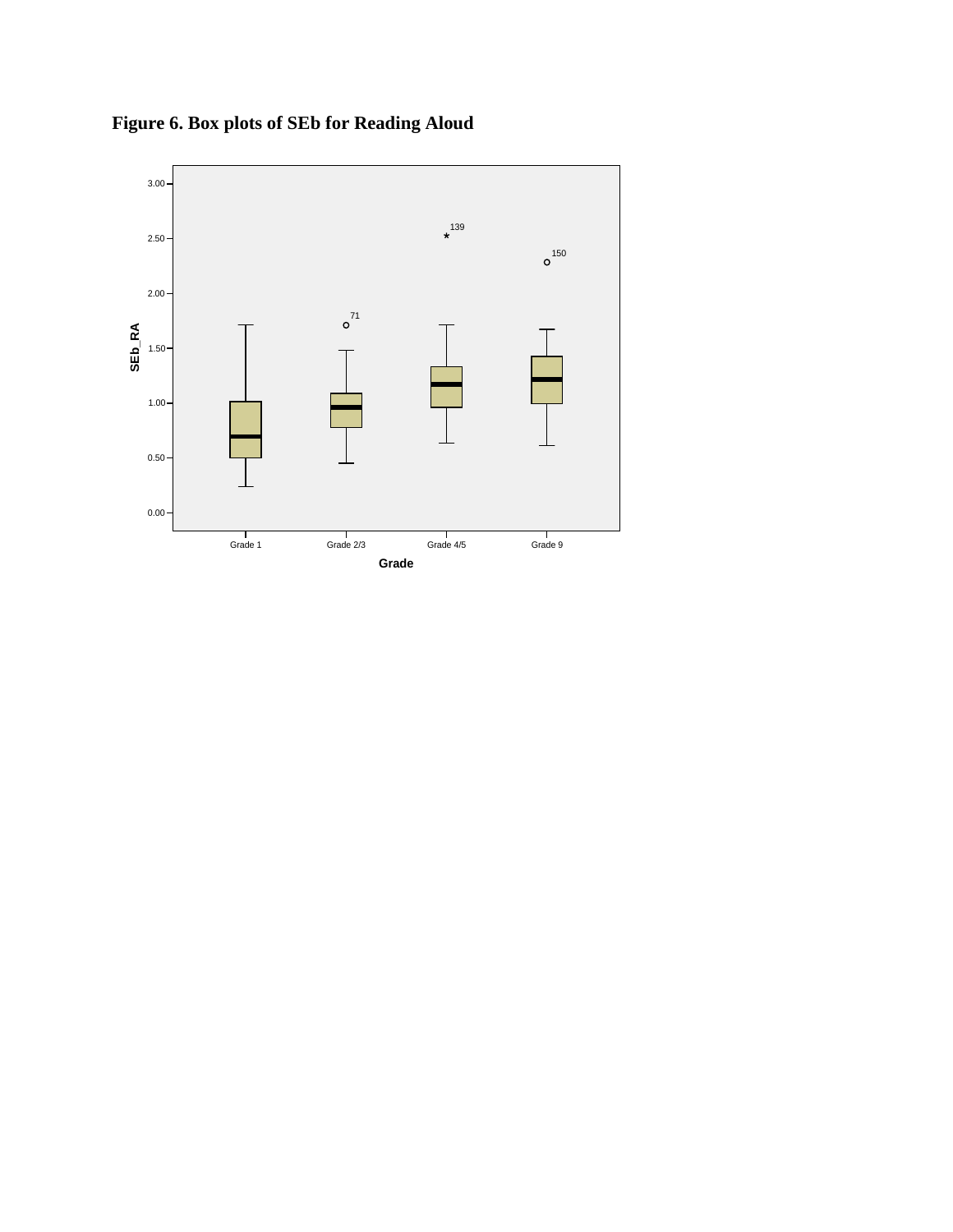**Figure 6. Box plots of SEb for Reading Aloud**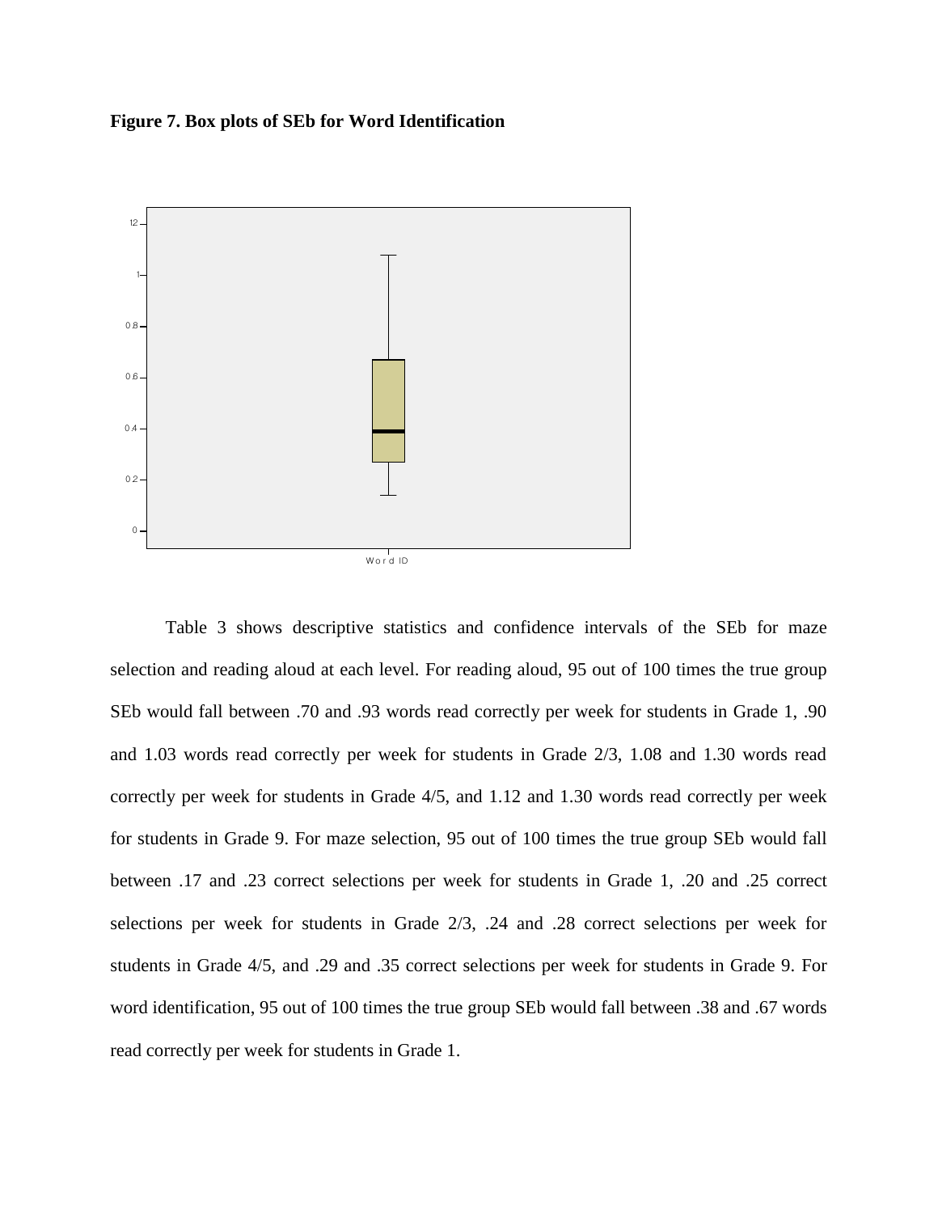**Figure 7. Box plots of SEb for Word Identification**

Table 3 shows descriptive statistics and confidence intervals of the SEb for maze selection and reading aloud at each level. For reading aloud, 95 out of 100 times the true group SEb would fall between .70 and .93 words read correctly per week for students in Grade 1, .90 and 1.03 words read correctly per week for students in Grade 2/3, 1.08 and 1.30 words read correctly per week for students in Grade 4/5, and 1.12 and 1.30 words read correctly per week for students in Grade 9. For maze selection, 95 out of 100 times the true group SEb would fall between .17 and .23 correct selections per week for students in Grade 1, .20 and .25 correct selections per week for students in Grade 2/3, .24 and .28 correct selections per week for students in Grade 4/5, and .29 and .35 correct selections per week for students in Grade 9. For word identification, 95 out of 100 times the true group SEb would fall between .38 and .67 words read correctly per week for students in Grade 1.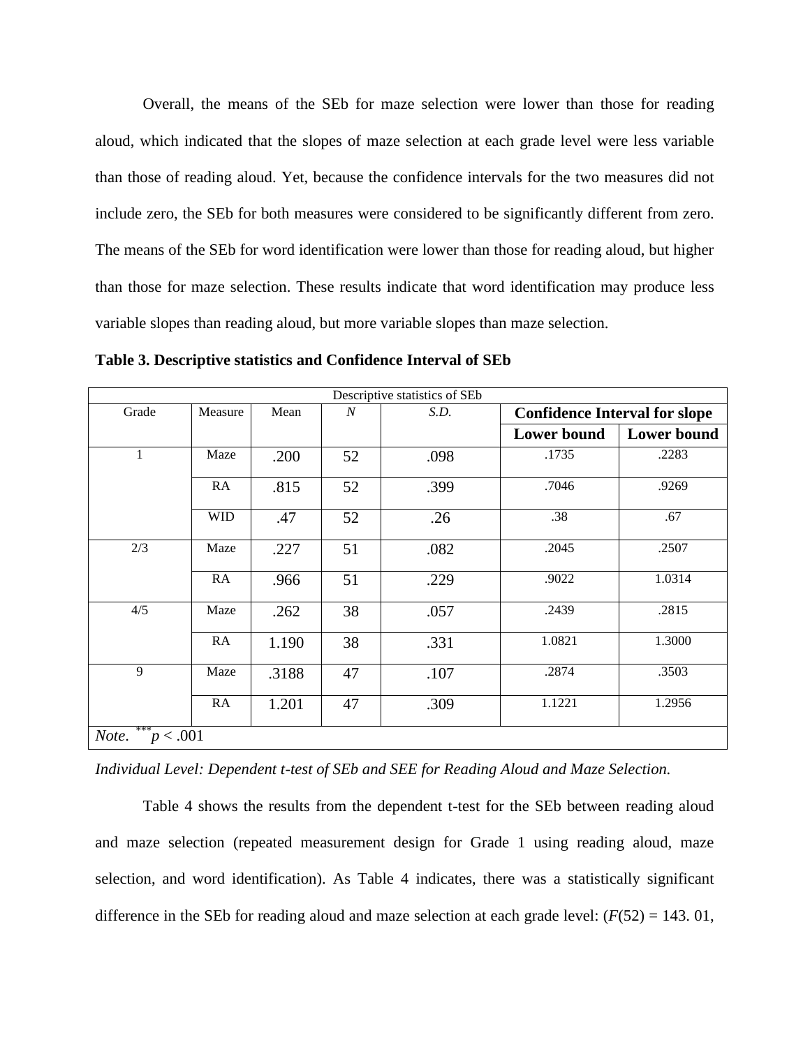Overall, the means of the SEb for maze selection were lower than those for reading aloud, which indicated that the slopes of maze selection at each grade level were less variable than those of reading aloud. Yet, because the confidence intervals for the two measures did not include zero, the SEb for both measures were considered to be significantly different from zero. The means of the SEb for word identification were lower than those for reading aloud, but higher than those for maze selection. These results indicate that word identification may produce less variable slopes than reading aloud, but more variable slopes than maze selection.

**Table 3. Descriptive statistics and Confidence Interval of SEb**

| Descriptive statistics of SEb | | | | | | |
|---|---|---|---|---|---|---|
| Grade | Measure | Mean | *N* | *S.D.* | **Confidence Interval for slope** | |
| | | | | | **Lower bound** | **Lower bound** |
| 1 | Maze | .200 | 52 | .098 | .1735 | .2283 |
| | RA | .815 | 52 | .399 | .7046 | .9269 |
| | WID | .47 | 52 | .26 | .38 | .67 |
| 2/3 | Maze | .227 | 51 | .082 | .2045 | .2507 |
| | RA | .966 | 51 | .229 | .9022 | 1.0314 |
| 4/5 | Maze | .262 | 38 | .057 | .2439 | .2815 |
| | RA | 1.190 | 38 | .331 | 1.0821 | 1.3000 |
| 9 | Maze | .3188 | 47 | .107 | .2874 | .3503 |
| | RA | 1.201 | 47 | .309 | 1.1221 | 1.2956 |
| *Note*. $^{***}p < .001$ | | | | | | |

*Individual Level: Dependent t-test of SEb and SEE for Reading Aloud and Maze Selection.*

Table 4 shows the results from the dependent t-test for the SEb between reading aloud and maze selection (repeated measurement design for Grade 1 using reading aloud, maze selection, and word identification). As Table 4 indicates, there was a statistically significant difference in the SEb for reading aloud and maze selection at each grade level: ($F(52) = 143.01$,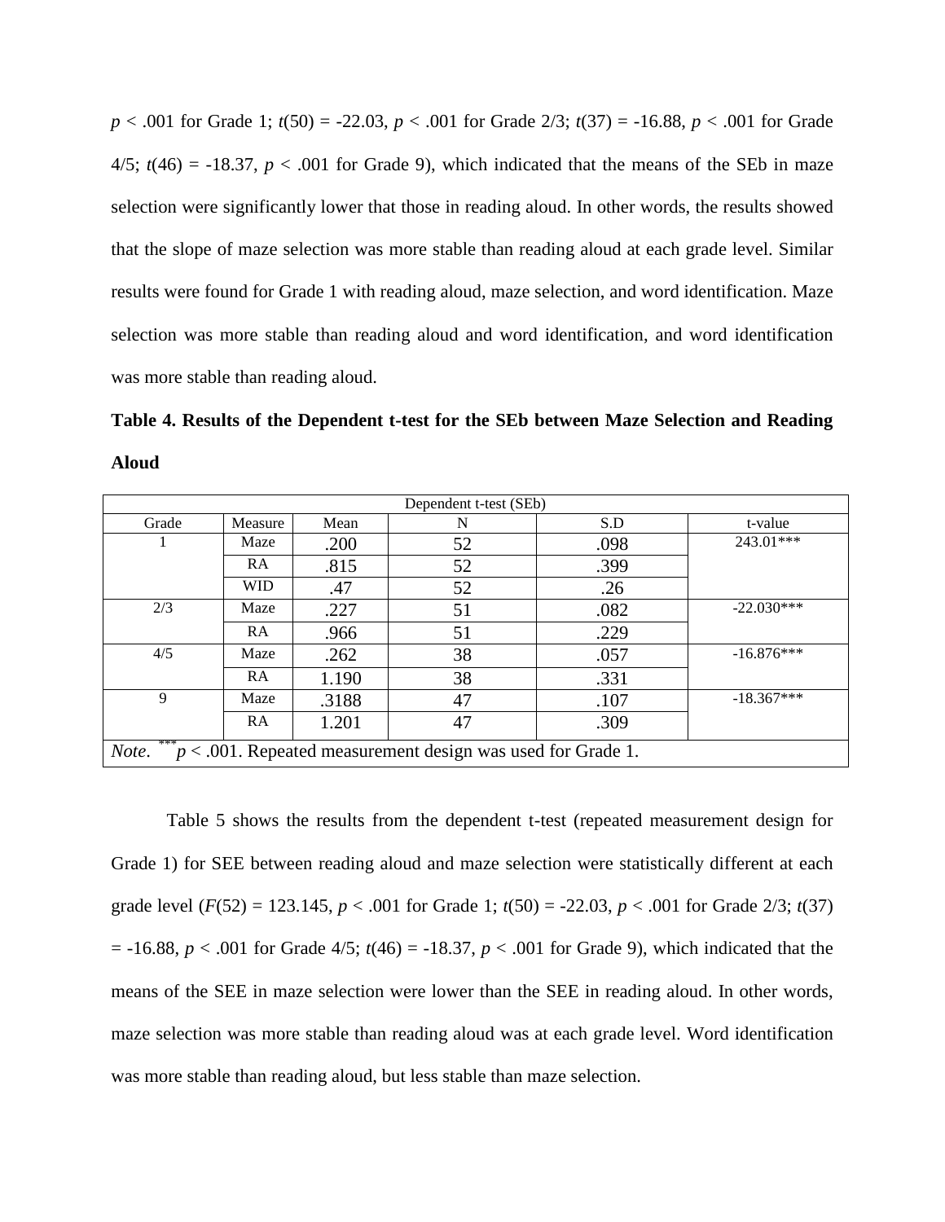$p < .001$ for Grade 1; $t(50) = -22.03$, $p < .001$ for Grade 2/3; $t(37) = -16.88$, $p < .001$ for Grade 4/5; $t(46) = -18.37$, $p < .001$ for Grade 9), which indicated that the means of the SEb in maze selection were significantly lower that those in reading aloud. In other words, the results showed that the slope of maze selection was more stable than reading aloud at each grade level. Similar results were found for Grade 1 with reading aloud, maze selection, and word identification. Maze selection was more stable than reading aloud and word identification, and word identification was more stable than reading aloud.

**Table 4. Results of the Dependent t-test for the SEb between Maze Selection and Reading Aloud**

| Dependent t-test (SEb) | | | | | |
|---|---|---|---|---|---|
| Grade | Measure | Mean | N | S.D | t-value |
| 1 | Maze | .200 | 52 | .098 | 243.01*** |
| | RA | .815 | 52 | .399 | |
| | WID | .47 | 52 | .26 | |
| 2/3 | Maze | .227 | 51 | .082 | -22.030*** |
| | RA | .966 | 51 | .229 | |
| 4/5 | Maze | .262 | 38 | .057 | -16.876*** |
| | RA | 1.190 | 38 | .331 | |
| 9 | Maze | .3188 | 47 | .107 | -18.367*** |
| | RA | 1.201 | 47 | .309 | |

*Note*. ***$p < .001$. Repeated measurement design was used for Grade 1.

Table 5 shows the results from the dependent t-test (repeated measurement design for Grade 1) for SEE between reading aloud and maze selection were statistically different at each grade level ($F(52) = 123.145$, $p < .001$ for Grade 1; $t(50) = -22.03$, $p < .001$ for Grade 2/3; $t(37) = -16.88$, $p < .001$ for Grade 4/5; $t(46) = -18.37$, $p < .001$ for Grade 9), which indicated that the means of the SEE in maze selection were lower than the SEE in reading aloud. In other words, maze selection was more stable than reading aloud was at each grade level. Word identification was more stable than reading aloud, but less stable than maze selection.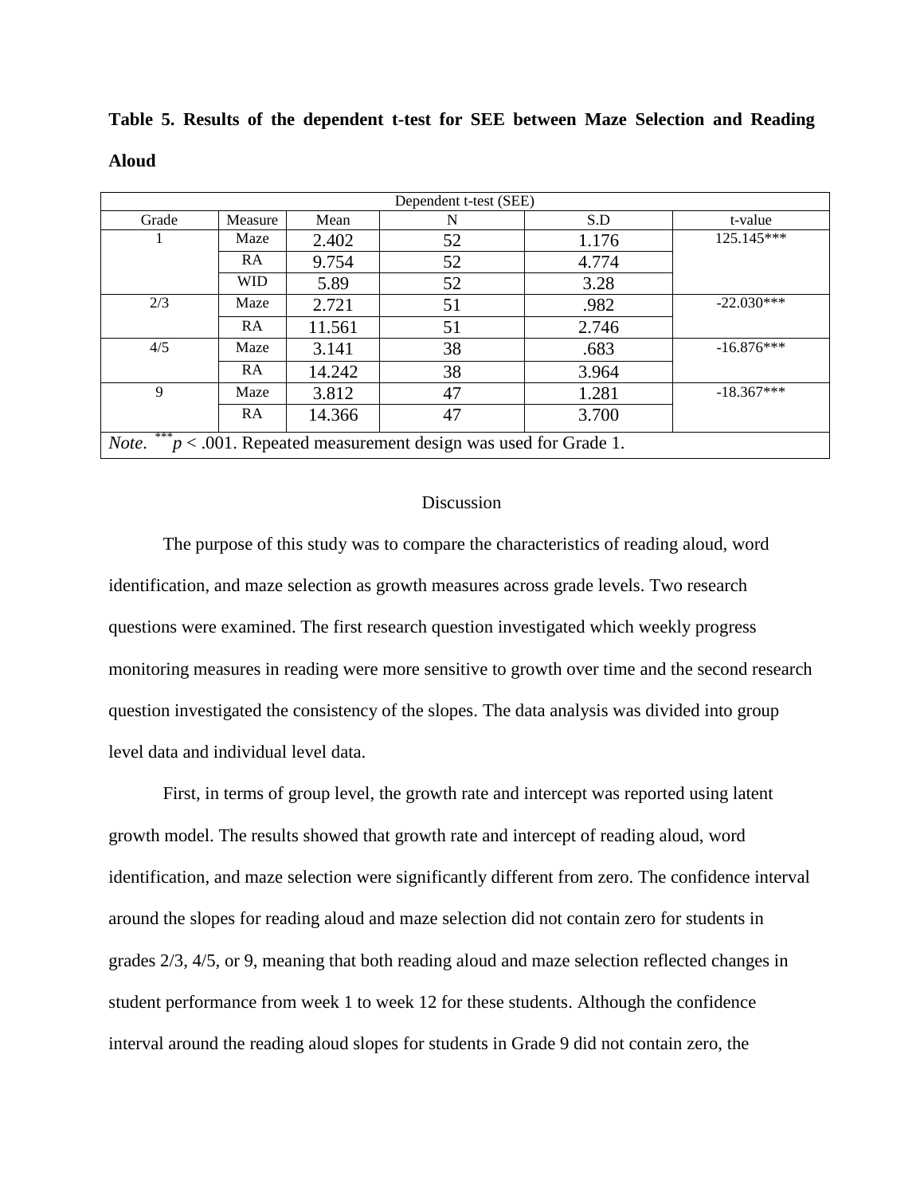**Table 5. Results of the dependent t-test for SEE between Maze Selection and Reading Aloud**

| Dependent t-test (SEE) | | | | | |
|---|---|---|---|---|---|
| Grade | Measure | Mean | N | S.D | t-value |
| 1 | Maze | 2.402 | 52 | 1.176 | 125.145*** |
| | RA | 9.754 | 52 | 4.774 | |
| | WID | 5.89 | 52 | 3.28 | |
| 2/3 | Maze | 2.721 | 51 | .982 | -22.030*** |
| | RA | 11.561 | 51 | 2.746 | |
| 4/5 | Maze | 3.141 | 38 | .683 | -16.876*** |
| | RA | 14.242 | 38 | 3.964 | |
| 9 | Maze | 3.812 | 47 | 1.281 | -18.367*** |
| | RA | 14.366 | 47 | 3.700 | |

*Note*. ***$p < .001$. Repeated measurement design was used for Grade 1.

## Discussion

The purpose of this study was to compare the characteristics of reading aloud, word identification, and maze selection as growth measures across grade levels. Two research questions were examined. The first research question investigated which weekly progress monitoring measures in reading were more sensitive to growth over time and the second research question investigated the consistency of the slopes. The data analysis was divided into group level data and individual level data.

First, in terms of group level, the growth rate and intercept was reported using latent growth model. The results showed that growth rate and intercept of reading aloud, word identification, and maze selection were significantly different from zero. The confidence interval around the slopes for reading aloud and maze selection did not contain zero for students in grades 2/3, 4/5, or 9, meaning that both reading aloud and maze selection reflected changes in student performance from week 1 to week 12 for these students. Although the confidence interval around the reading aloud slopes for students in Grade 9 did not contain zero, the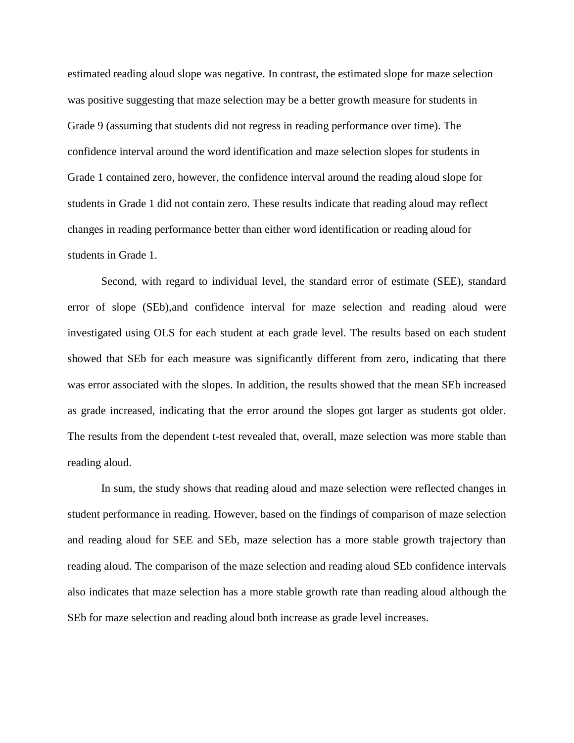estimated reading aloud slope was negative. In contrast, the estimated slope for maze selection was positive suggesting that maze selection may be a better growth measure for students in Grade 9 (assuming that students did not regress in reading performance over time). The confidence interval around the word identification and maze selection slopes for students in Grade 1 contained zero, however, the confidence interval around the reading aloud slope for students in Grade 1 did not contain zero. These results indicate that reading aloud may reflect changes in reading performance better than either word identification or reading aloud for students in Grade 1.

Second, with regard to individual level, the standard error of estimate (SEE), standard error of slope (SEb),and confidence interval for maze selection and reading aloud were investigated using OLS for each student at each grade level. The results based on each student showed that SEb for each measure was significantly different from zero, indicating that there was error associated with the slopes. In addition, the results showed that the mean SEb increased as grade increased, indicating that the error around the slopes got larger as students got older. The results from the dependent t-test revealed that, overall, maze selection was more stable than reading aloud.

In sum, the study shows that reading aloud and maze selection were reflected changes in student performance in reading. However, based on the findings of comparison of maze selection and reading aloud for SEE and SEb, maze selection has a more stable growth trajectory than reading aloud. The comparison of the maze selection and reading aloud SEb confidence intervals also indicates that maze selection has a more stable growth rate than reading aloud although the SEb for maze selection and reading aloud both increase as grade level increases.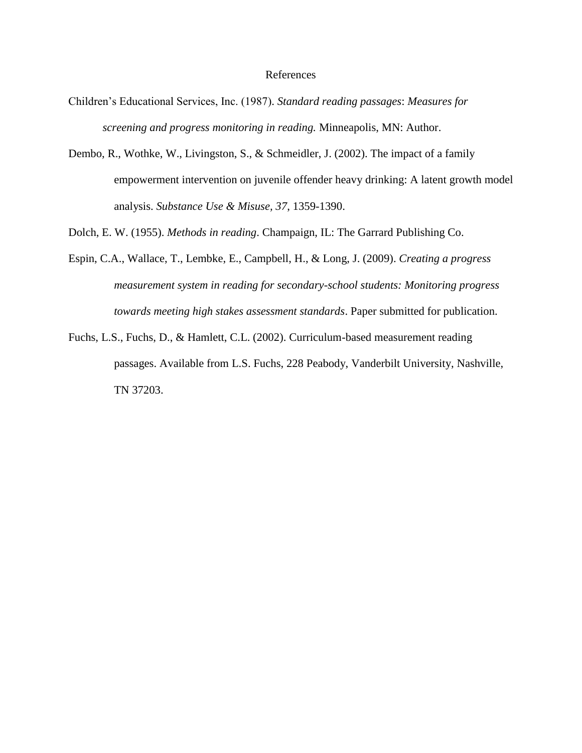# References

Children's Educational Services, Inc. (1987). *Standard reading passages*: *Measures for screening and progress monitoring in reading.* Minneapolis, MN: Author.

Dembo, R., Wothke, W., Livingston, S., & Schmeidler, J. (2002). The impact of a family empowerment intervention on juvenile offender heavy drinking: A latent growth model analysis. *Substance Use & Misuse, 37*, 1359-1390.

Dolch, E. W. (1955). *Methods in reading*. Champaign, IL: The Garrard Publishing Co.

Espin, C.A., Wallace, T., Lembke, E., Campbell, H., & Long, J. (2009). *Creating a progress measurement system in reading for secondary-school students: Monitoring progress towards meeting high stakes assessment standards*. Paper submitted for publication.

Fuchs, L.S., Fuchs, D., & Hamlett, C.L. (2002). Curriculum-based measurement reading passages. Available from L.S. Fuchs, 228 Peabody, Vanderbilt University, Nashville, TN 37203.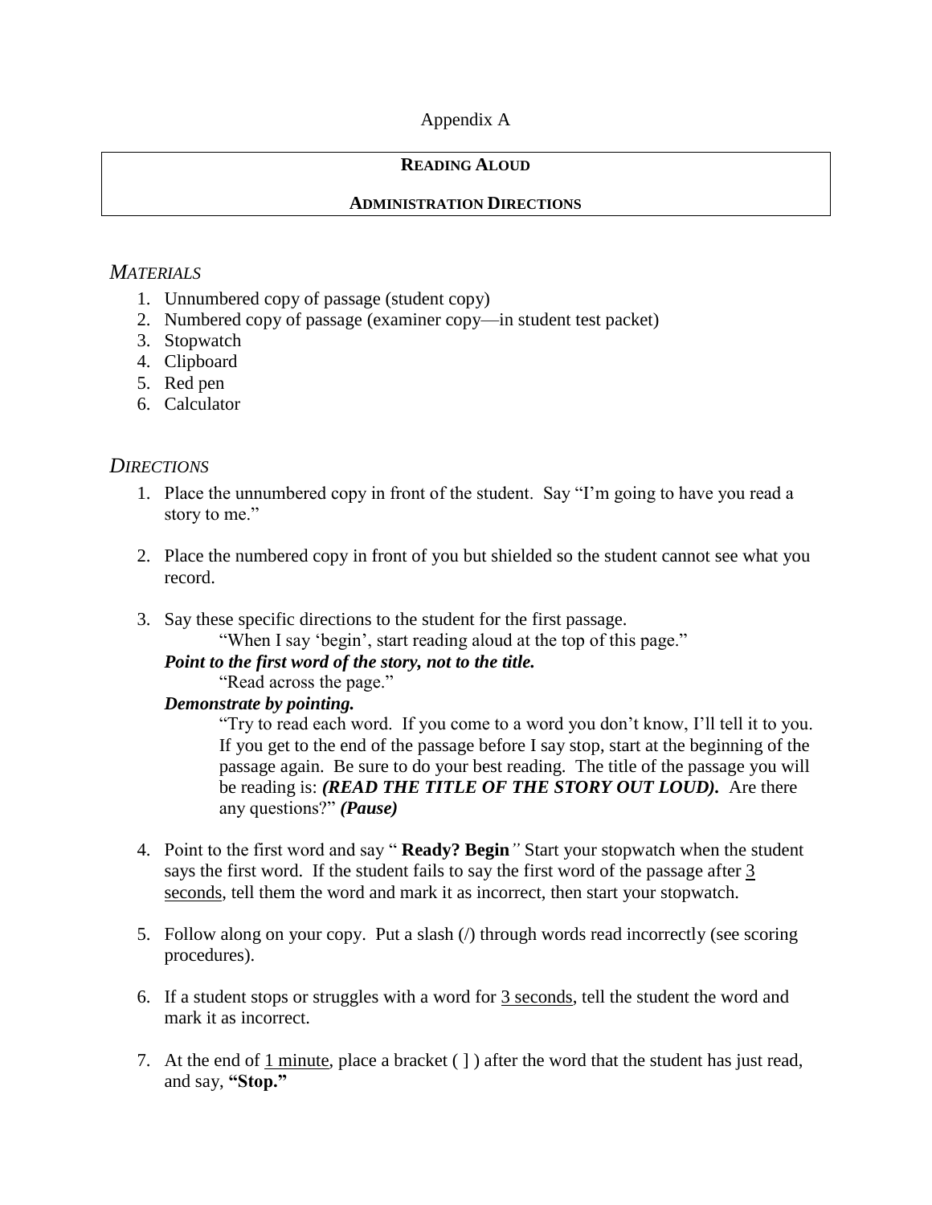Appendix A

## READING ALOUD

## ADMINISTRATION DIRECTIONS

### *MATERIALS*

1. Unnumbered copy of passage (student copy)
2. Numbered copy of passage (examiner copy—in student test packet)
3. Stopwatch
4. Clipboard
5. Red pen
6. Calculator

### *DIRECTIONS*

1. Place the unnumbered copy in front of the student. Say "I'm going to have you read a story to me."

2. Place the numbered copy in front of you but shielded so the student cannot see what you record.

3. Say these specific directions to the student for the first passage.

   "When I say 'begin', start reading aloud at the top of this page."

   ***Point to the first word of the story, not to the title.***

   "Read across the page."

   ***Demonstrate by pointing.***

   "Try to read each word. If you come to a word you don't know, I'll tell it to you. If you get to the end of the passage before I say stop, start at the beginning of the passage again. Be sure to do your best reading. The title of the passage you will be reading is: ***(READ THE TITLE OF THE STORY OUT LOUD).*** Are there any questions?" ***(Pause)***

4. Point to the first word and say " **Ready? Begin**" Start your stopwatch when the student says the first word. If the student fails to say the first word of the passage after 3 seconds, tell them the word and mark it as incorrect, then start your stopwatch.

5. Follow along on your copy. Put a slash (/) through words read incorrectly (see scoring procedures).

6. If a student stops or struggles with a word for 3 seconds, tell the student the word and mark it as incorrect.

7. At the end of 1 minute, place a bracket ( ] ) after the word that the student has just read, and say, **"Stop."**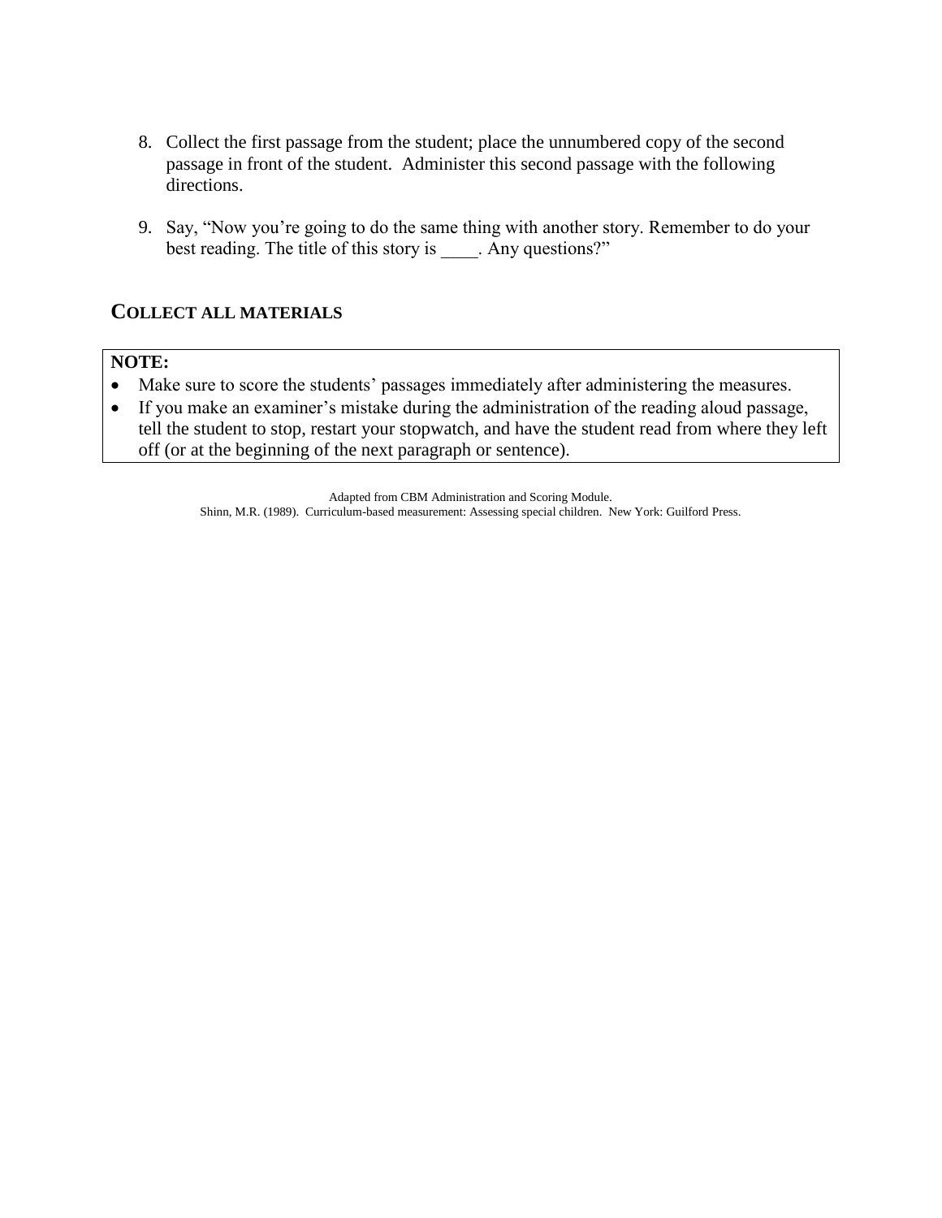8. Collect the first passage from the student; place the unnumbered copy of the second passage in front of the student. Administer this second passage with the following directions.

9. Say, "Now you're going to do the same thing with another story. Remember to do your best reading. The title of this story is ____. Any questions?"

## COLLECT ALL MATERIALS

**NOTE:**

- Make sure to score the students' passages immediately after administering the measures.
- If you make an examiner's mistake during the administration of the reading aloud passage, tell the student to stop, restart your stopwatch, and have the student read from where they left off (or at the beginning of the next paragraph or sentence).

Adapted from CBM Administration and Scoring Module.
Shinn, M.R. (1989). Curriculum-based measurement: Assessing special children. New York: Guilford Press.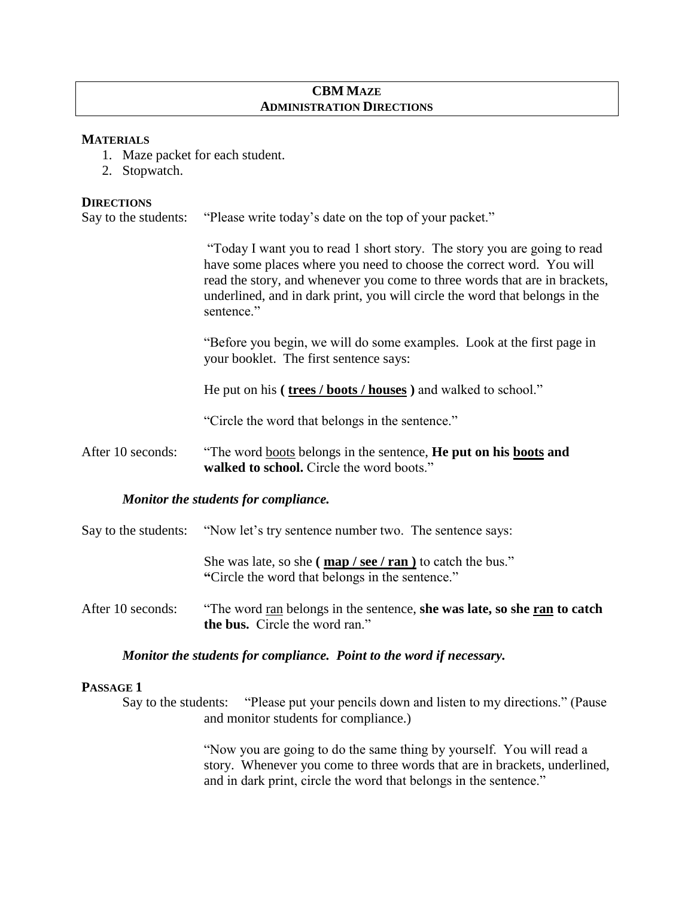## CBM MAZE
## ADMINISTRATION DIRECTIONS

**MATERIALS**

1. Maze packet for each student.
2. Stopwatch.

**DIRECTIONS**

Say to the students: "Please write today's date on the top of your packet."

"Today I want you to read 1 short story. The story you are going to read have some places where you need to choose the correct word. You will read the story, and whenever you come to three words that are in brackets, underlined, and in dark print, you will circle the word that belongs in the sentence."

"Before you begin, we will do some examples. Look at the first page in your booklet. The first sentence says:

He put on his **( <u>trees / boots / houses</u> )** and walked to school."

"Circle the word that belongs in the sentence."

After 10 seconds: "The word <u>boots</u> belongs in the sentence, **He put on his <u>boots</u> and walked to school.** Circle the word boots."

***Monitor the students for compliance.***

Say to the students: "Now let's try sentence number two. The sentence says:

She was late, so she **( <u>map / see / ran</u> )** to catch the bus."
**"**Circle the word that belongs in the sentence."

After 10 seconds: "The word <u>ran</u> belongs in the sentence, **she was late, so she <u>ran</u> to catch the bus.** Circle the word ran."

***Monitor the students for compliance. Point to the word if necessary.***

**PASSAGE 1**

Say to the students: "Please put your pencils down and listen to my directions." (Pause and monitor students for compliance.)

"Now you are going to do the same thing by yourself. You will read a story. Whenever you come to three words that are in brackets, underlined, and in dark print, circle the word that belongs in the sentence."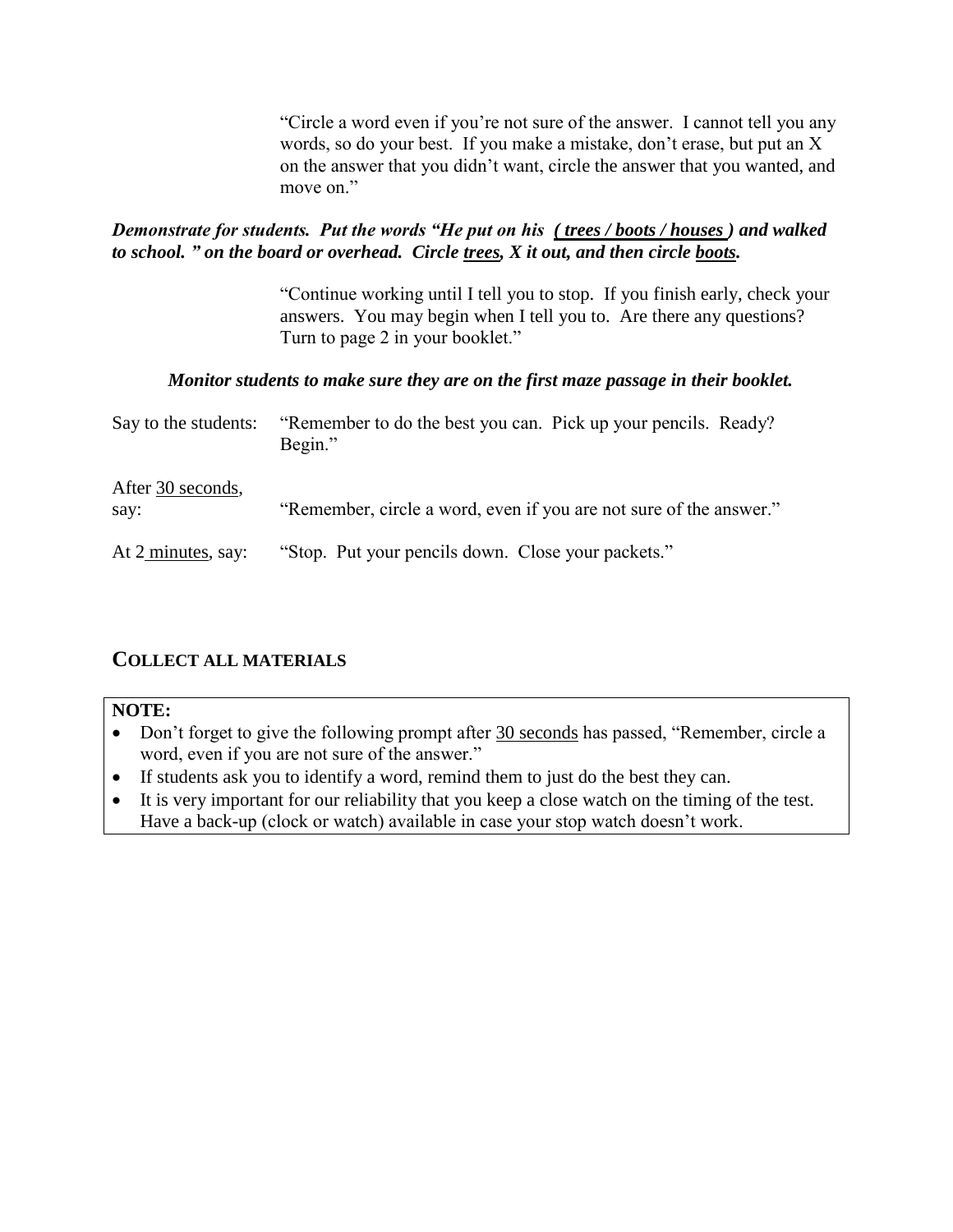"Circle a word even if you're not sure of the answer. I cannot tell you any words, so do your best. If you make a mistake, don't erase, but put an X on the answer that you didn't want, circle the answer that you wanted, and move on."

***Demonstrate for students. Put the words "He put on his <u>( trees / boots / houses )</u> and walked to school. " on the board or overhead. Circle <u>trees</u>, X it out, and then circle <u>boots</u>.***

"Continue working until I tell you to stop. If you finish early, check your answers. You may begin when I tell you to. Are there any questions? Turn to page 2 in your booklet."

***Monitor students to make sure they are on the first maze passage in their booklet.***

| | |
|---|---|
| Say to the students: | "Remember to do the best you can. Pick up your pencils. Ready? Begin." |
| After <u>30 seconds</u>, say: | "Remember, circle a word, even if you are not sure of the answer." |
| At 2 <u>minutes</u>, say: | "Stop. Put your pencils down. Close your packets." |

## COLLECT ALL MATERIALS

**NOTE:**

- Don't forget to give the following prompt after <u>30 seconds</u> has passed, "Remember, circle a word, even if you are not sure of the answer."
- If students ask you to identify a word, remind them to just do the best they can.
- It is very important for our reliability that you keep a close watch on the timing of the test. Have a back-up (clock or watch) available in case your stop watch doesn't work.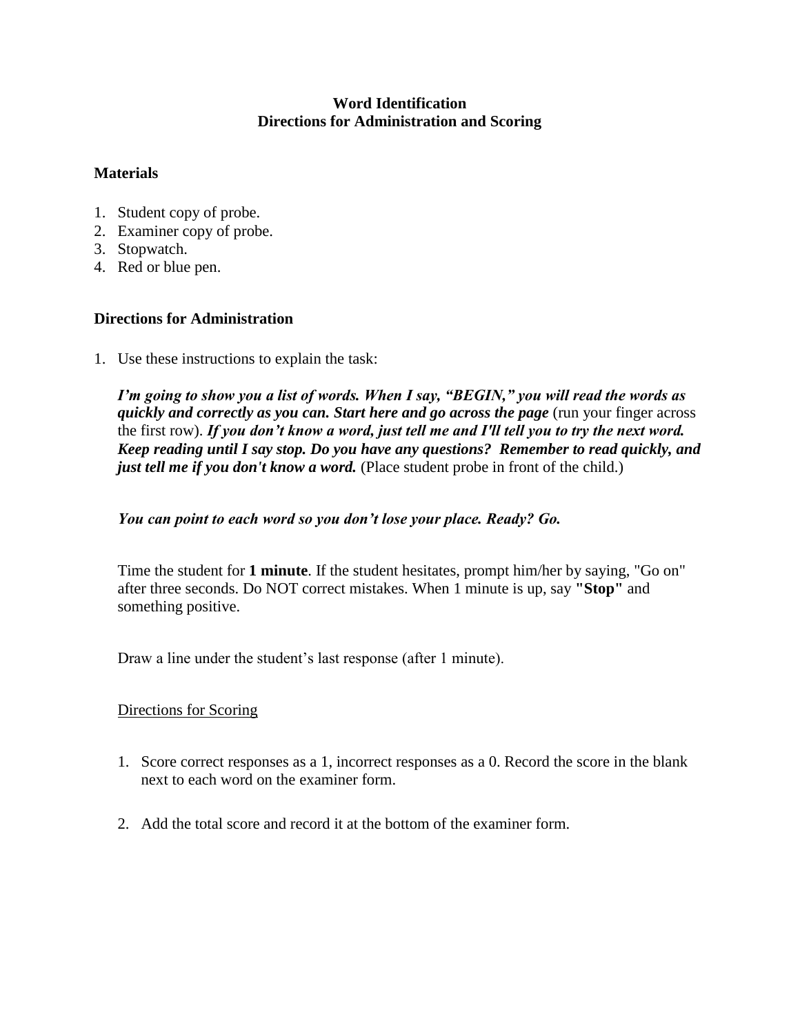# Word Identification
# Directions for Administration and Scoring

### Materials

1. Student copy of probe.
2. Examiner copy of probe.
3. Stopwatch.
4. Red or blue pen.

### Directions for Administration

1. Use these instructions to explain the task:

   ***I'm going to show you a list of words. When I say, "BEGIN," you will read the words as quickly and correctly as you can. Start here and go across the page*** (run your finger across the first row). ***If you don't know a word, just tell me and I'll tell you to try the next word. Keep reading until I say stop. Do you have any questions? Remember to read quickly, and just tell me if you don't know a word.*** (Place student probe in front of the child.)

   ***You can point to each word so you don't lose your place. Ready? Go.***

   Time the student for **1 minute**. If the student hesitates, prompt him/her by saying, "Go on" after three seconds. Do NOT correct mistakes. When 1 minute is up, say **"Stop"** and something positive.

   Draw a line under the student's last response (after 1 minute).

   Directions for Scoring

   1. Score correct responses as a 1, incorrect responses as a 0. Record the score in the blank next to each word on the examiner form.

   2. Add the total score and record it at the bottom of the examiner form.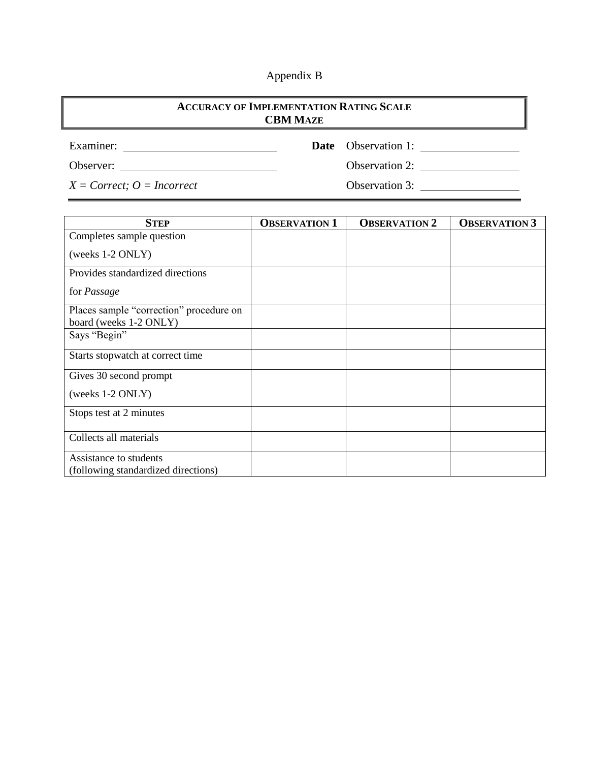Appendix B

## ACCURACY OF IMPLEMENTATION RATING SCALE
## CBM MAZE

Examiner: ______________________ **Date** Observation 1: ______________

Observer: ______________________ Observation 2: ______________

*X = Correct; O = Incorrect* Observation 3: ______________

| STEP | OBSERVATION 1 | OBSERVATION 2 | OBSERVATION 3 |
|---|---|---|---|
| Completes sample question (weeks 1-2 ONLY) | | | |
| Provides standardized directions for *Passage* | | | |
| Places sample "correction" procedure on board (weeks 1-2 ONLY) | | | |
| Says "Begin" | | | |
| Starts stopwatch at correct time | | | |
| Gives 30 second prompt (weeks 1-2 ONLY) | | | |
| Stops test at 2 minutes | | | |
| Collects all materials | | | |
| Assistance to students (following standardized directions) | | | |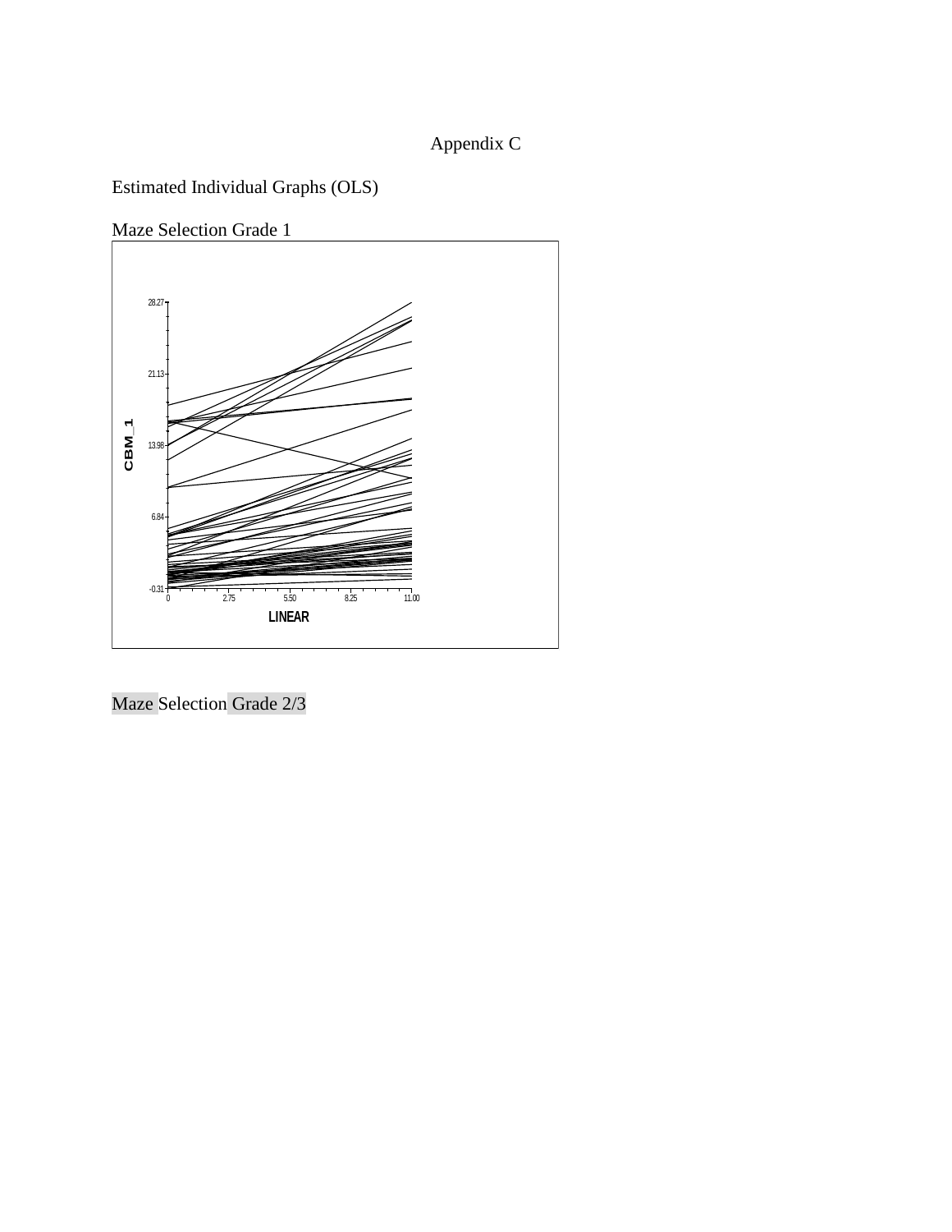Appendix C

Estimated Individual Graphs (OLS)

Maze Selection Grade 1

Maze Selection Grade 2/3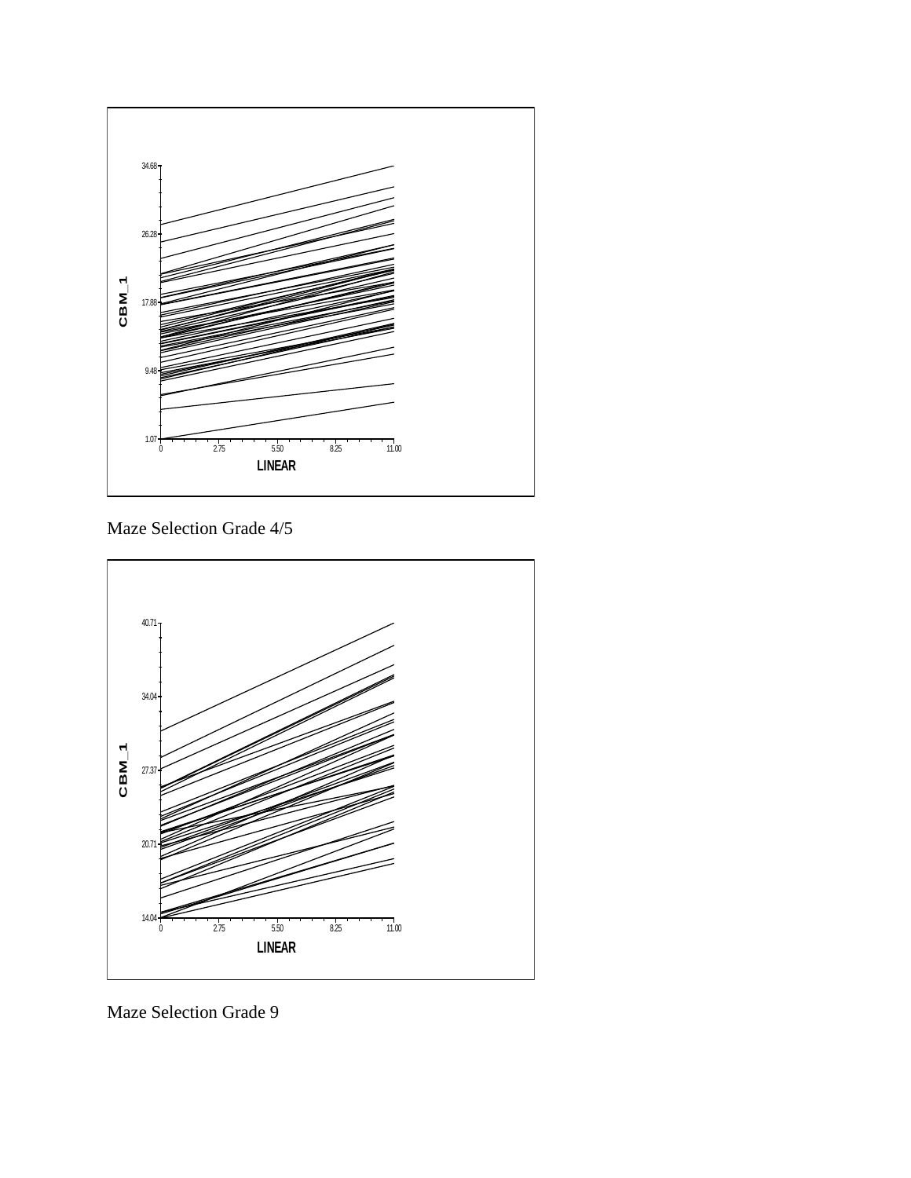Maze Selection Grade 4/5

Maze Selection Grade 9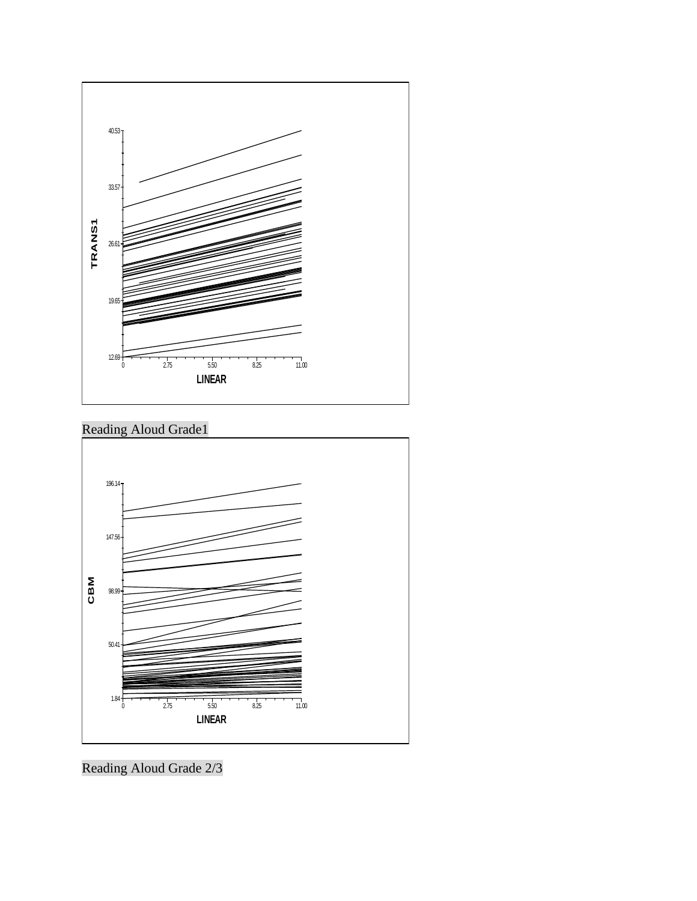Reading Aloud Grade1

Reading Aloud Grade 2/3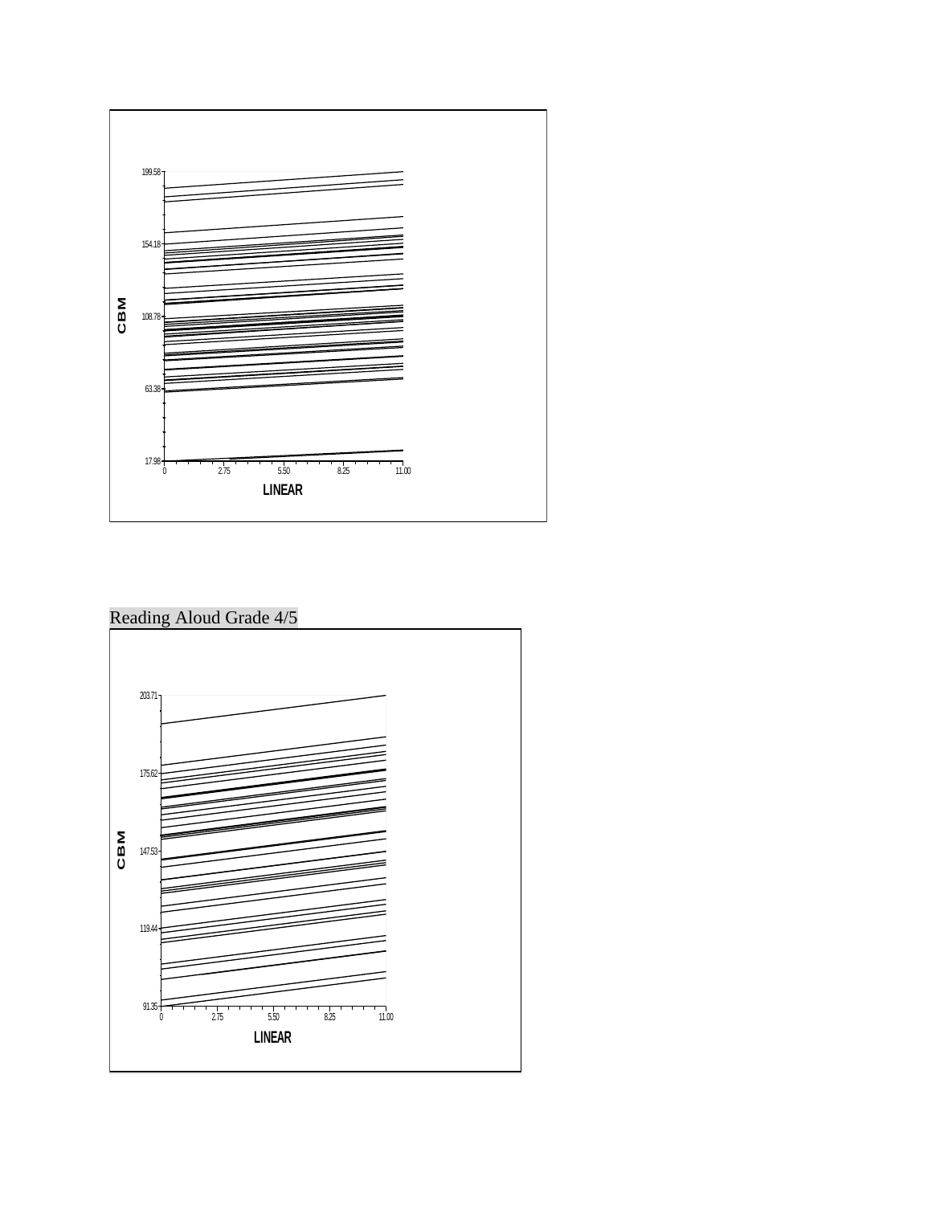Reading Aloud Grade 4/5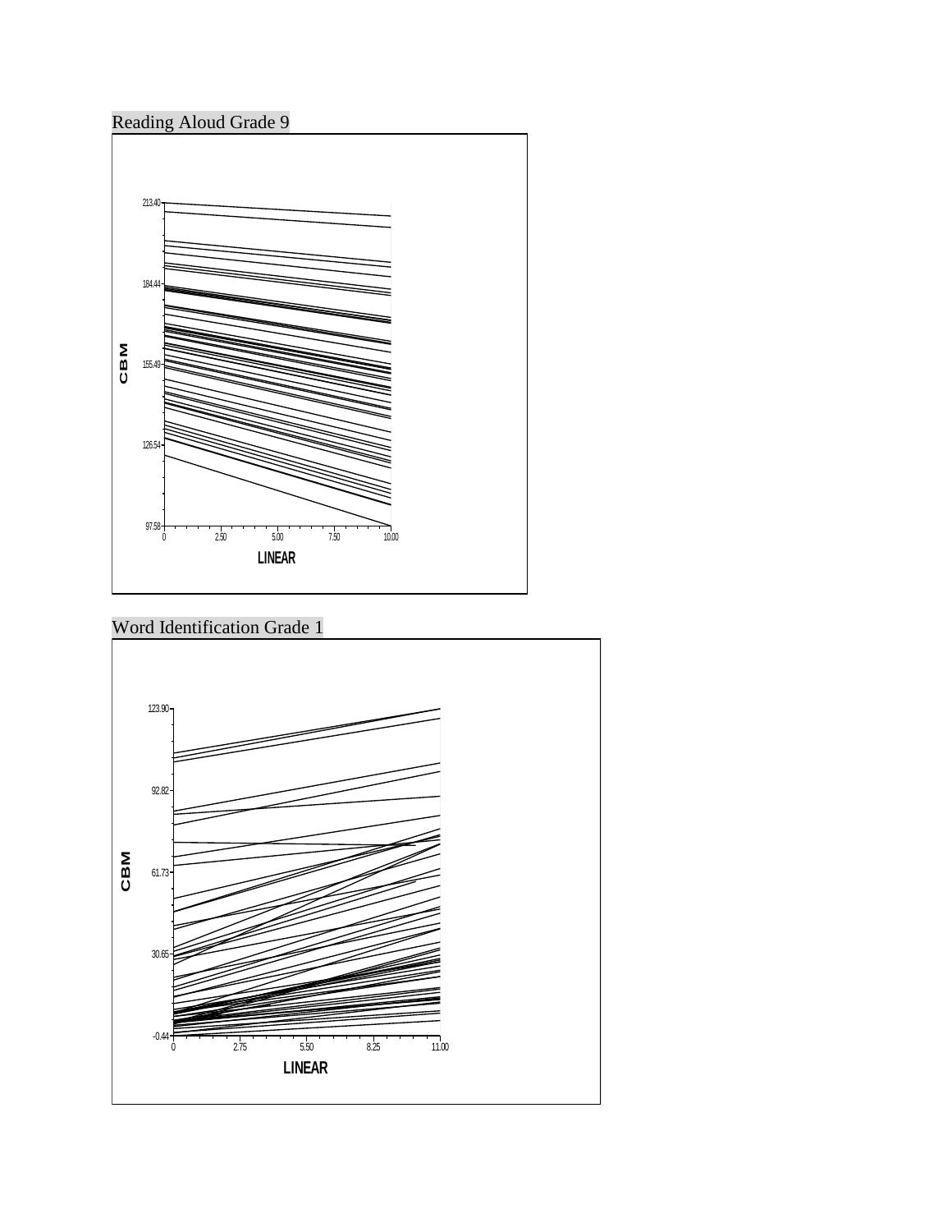Reading Aloud Grade 9

Word Identification Grade 1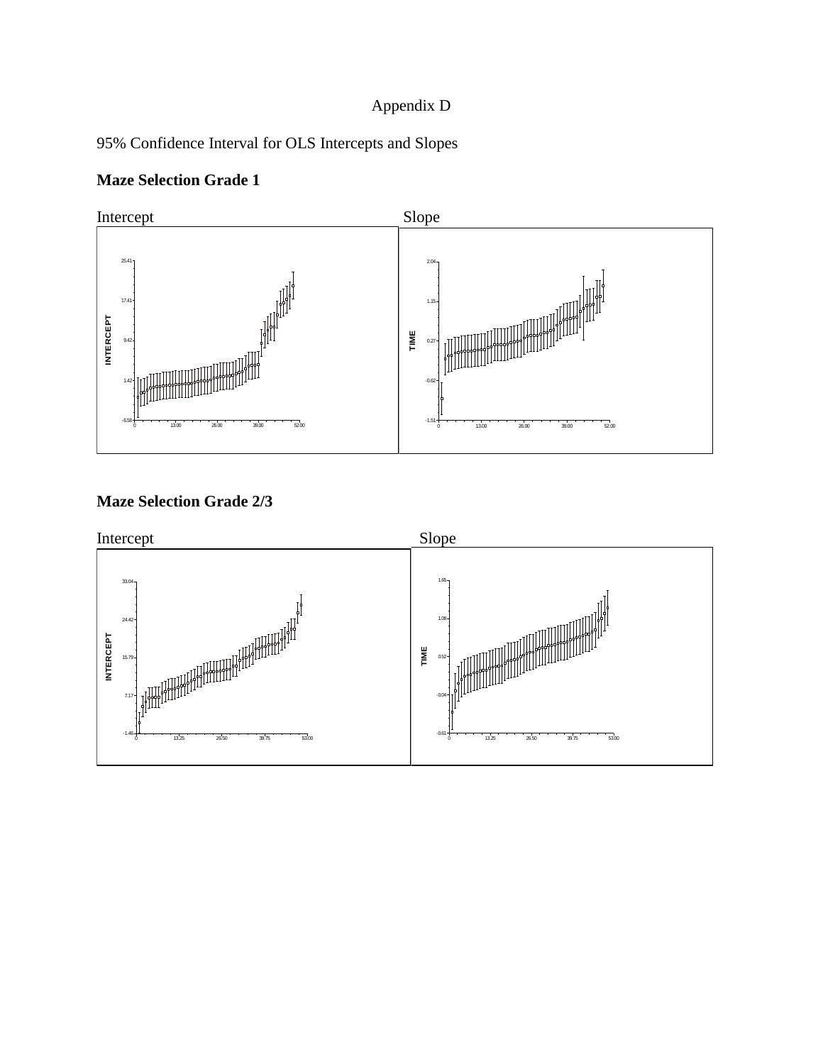Appendix D

95% Confidence Interval for OLS Intercepts and Slopes

**Maze Selection Grade 1**

Intercept Slope

**Maze Selection Grade 2/3**

Intercept Slope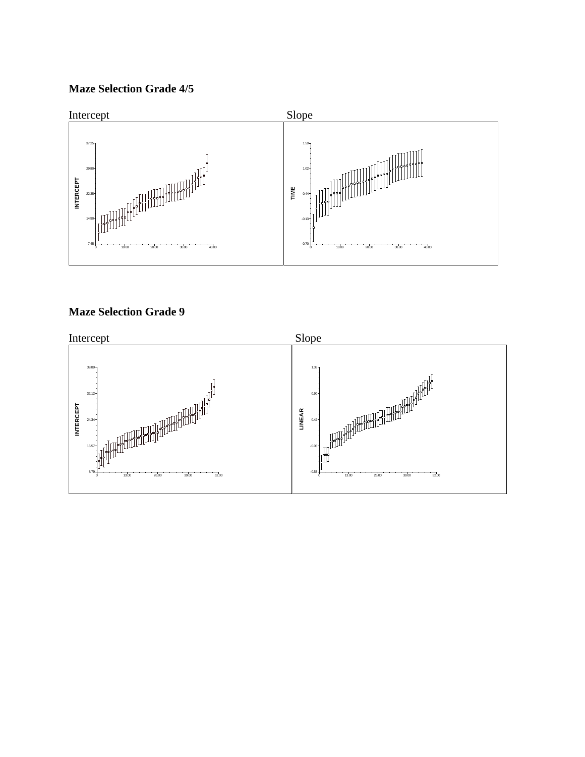## Maze Selection Grade 4/5

Intercept

Slope

## Maze Selection Grade 9

Intercept

Slope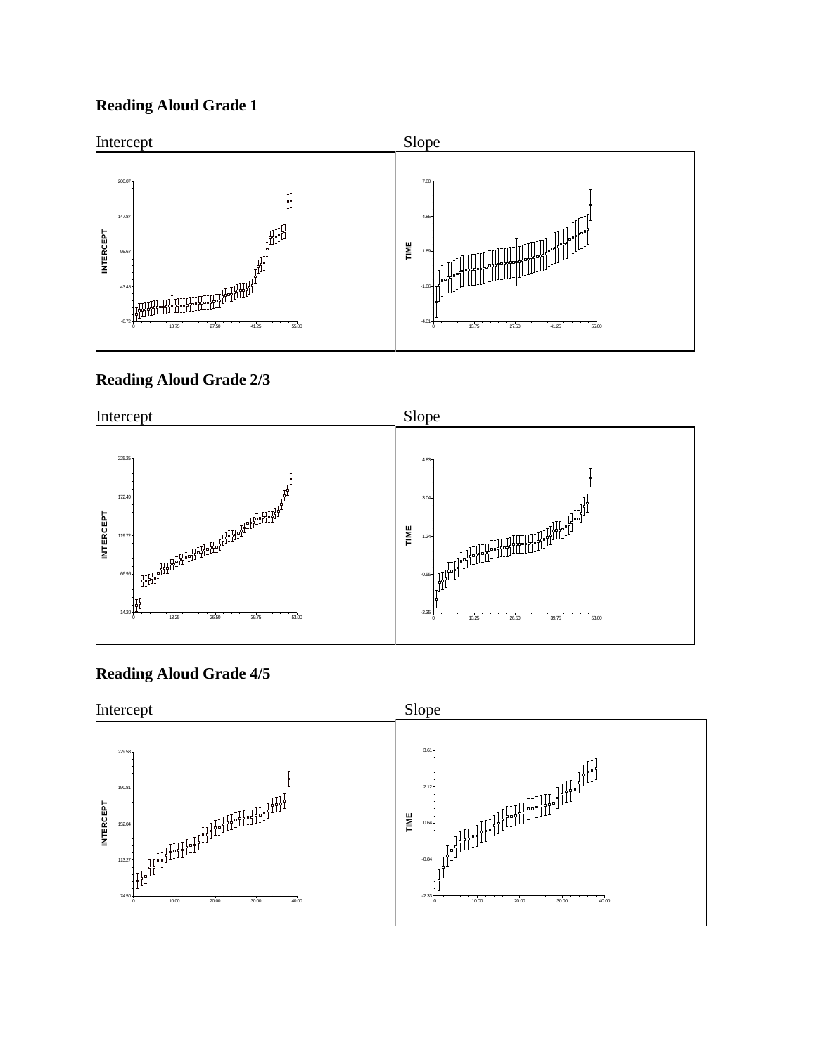**Reading Aloud Grade 1**

Intercept

Slope

**Reading Aloud Grade 2/3**

Intercept

Slope

**Reading Aloud Grade 4/5**

Intercept

Slope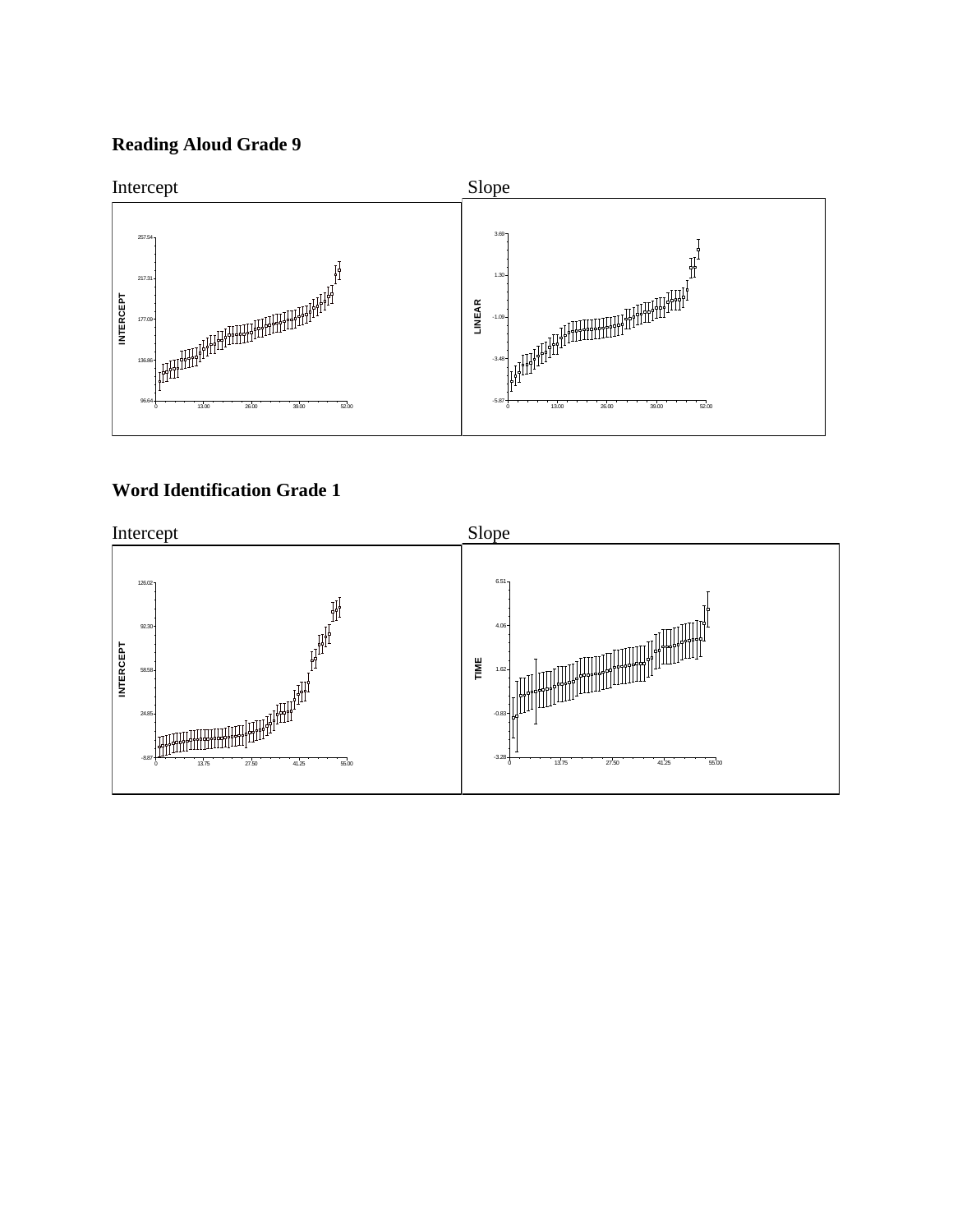**Reading Aloud Grade 9**

Intercept

257.54
217.31
177.09
136.86
96.64
INTERCEPT
0
13.00
26.00
39.00
52.00

Slope

3.69
1.30
-1.09
-3.48
-5.87
LINEAR
0
13.00
26.00
39.00
52.00

**Word Identification Grade 1**

Intercept

126.02
92.30
58.58
24.85
-8.87
INTERCEPT
0
13.75
27.50
41.25
55.00

Slope

6.51
4.06
1.62
-0.83
-3.28
TIME
0
13.75
27.50
41.25
55.00